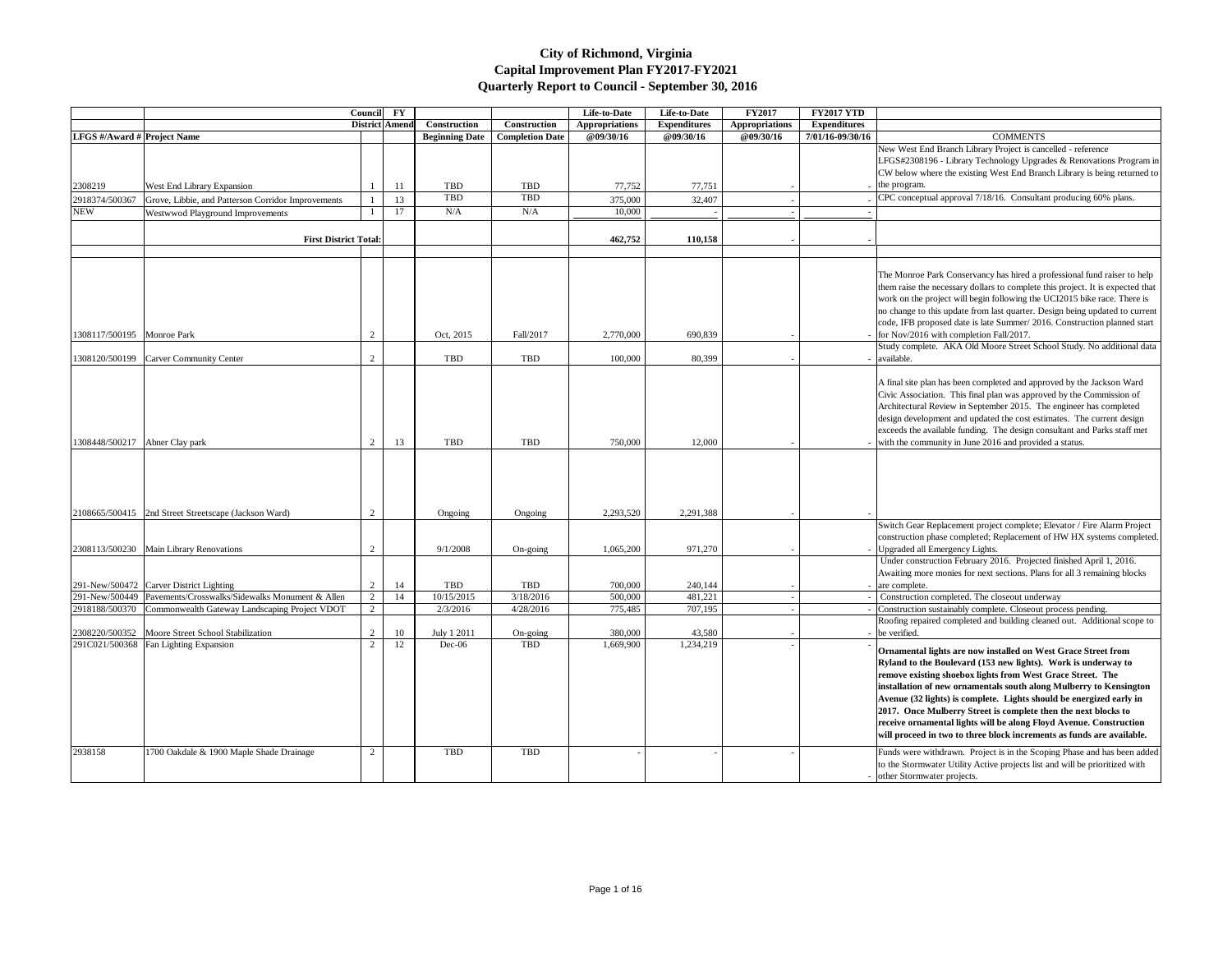# City of Richmond, Virginia
## Capital Improvement Plan FY2017-FY2021
### Quarterly Report to Council - September 30, 2016

| LFGS #/Award # | Project Name | Council District | FY Amend | Construction Beginning Date | Construction Completion Date | Life-to-Date Appropriations @09/30/16 | Life-to-Date Expenditures @09/30/16 | FY2017 Appropriations @09/30/16 | FY2017 YTD Expenditures 7/01/16-09/30/16 | COMMENTS |
|---|---|---|---|---|---|---|---|---|---|---|
| 2308219 | West End Library Expansion | 1 | 11 | TBD | TBD | 77,752 | 77,751 | - | - | New West End Branch Library Project is cancelled - reference LFGS#2308196 - Library Technology Upgrades & Renovations Program in CW below where the existing West End Branch Library is being returned to the program. |
| 2918374/500367 | Grove, Libbie, and Patterson Corridor Improvements | 1 | 13 | TBD | TBD | 375,000 | 32,407 | - | - | CPC conceptual approval 7/18/16. Consultant producing 60% plans. |
| NEW | Westwwod Playground Improvements | 1 | 17 | N/A | N/A | 10,000 | - | - | - | |
| | **First District Total:** | | | | | **462,752** | **110,158** | **-** | **-** | |
| 1308117/500195 | Monroe Park | 2 | | Oct, 2015 | Fall/2017 | 2,770,000 | 690,839 | - | - | The Monroe Park Conservancy has hired a professional fund raiser to help them raise the necessary dollars to complete this project. It is expected that work on the project will begin following the UCI2015 bike race. There is no change to this update from last quarter. Design being updated to current code, IFB proposed date is late Summer/ 2016. Construction planned start for Nov/2016 with completion Fall/2017. |
| 1308120/500199 | Carver Community Center | 2 | | TBD | TBD | 100,000 | 80,399 | - | - | Study complete. AKA Old Moore Street School Study. No additional data available. |
| 1308448/500217 | Abner Clay park | 2 | 13 | TBD | TBD | 750,000 | 12,000 | - | - | A final site plan has been completed and approved by the Jackson Ward Civic Association. This final plan was approved by the Commission of Architectural Review in September 2015. The engineer has completed design development and updated the cost estimates. The current design exceeds the available funding. The design consultant and Parks staff met with the community in June 2016 and provided a status. |
| 2108665/500415 | 2nd Street Streetscape (Jackson Ward) | 2 | | Ongoing | Ongoing | 2,293,520 | 2,291,388 | - | - | |
| 2308113/500230 | Main Library Renovations | 2 | | 9/1/2008 | On-going | 1,065,200 | 971,270 | - | - | Switch Gear Replacement project complete; Elevator / Fire Alarm Project construction phase completed; Replacement of HW HX systems completed. Upgraded all Emergency Lights. |
| 291-New/500472 | Carver District Lighting | 2 | 14 | TBD | TBD | 700,000 | 240,144 | - | - | Under construction February 2016. Projected finished April 1, 2016. Awaiting more monies for next sections. Plans for all 3 remaining blocks are complete. |
| 291-New/500449 | Pavements/Crosswalks/Sidewalks Monument & Allen | 2 | 14 | 10/15/2015 | 3/18/2016 | 500,000 | 481,221 | - | - | Construction completed. The closeout underway |
| 2918188/500370 | Commonwealth Gateway Landscaping Project VDOT | 2 | | 2/3/2016 | 4/28/2016 | 775,485 | 707,195 | - | - | Construction sustainably complete. Closeout process pending. |
| 2308220/500352 | Moore Street School Stabilization | 2 | 10 | July 1 2011 | On-going | 380,000 | 43,580 | - | - | Roofing repaired completed and building cleaned out. Additional scope to be verified. |
| 291C021/500368 | Fan Lighting Expansion | 2 | 12 | Dec-06 | TBD | 1,669,900 | 1,234,219 | - | - | **Ornamental lights are now installed on West Grace Street from Ryland to the Boulevard (153 new lights). Work is underway to remove existing shoebox lights from West Grace Street. The installation of new ornamentals south along Mulberry to Kensington Avenue (32 lights) is complete. Lights should be energized early in 2017. Once Mulberry Street is complete then the next blocks to receive ornamental lights will be along Floyd Avenue. Construction will proceed in two to three block increments as funds are available.** |
| 2938158 | 1700 Oakdale & 1900 Maple Shade Drainage | 2 | | TBD | TBD | - | - | - | - | Funds were withdrawn. Project is in the Scoping Phase and has been added to the Stormwater Utility Active projects list and will be prioritized with other Stormwater projects. |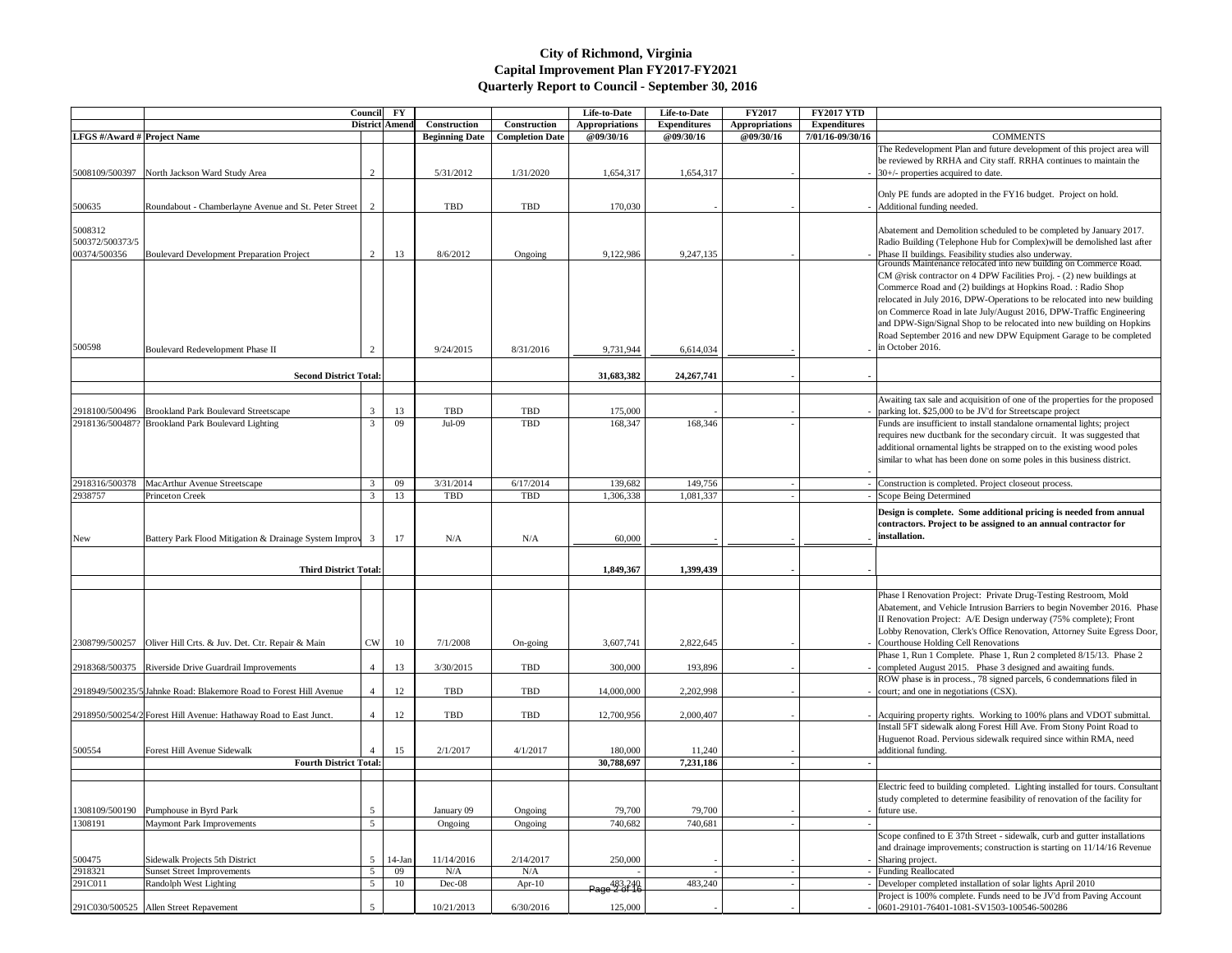# City of Richmond, Virginia
## Capital Improvement Plan FY2017-FY2021
### Quarterly Report to Council - September 30, 2016

| LFGS #/Award # | Project Name | Council District | FY Amend | Construction Beginning Date | Construction Completion Date | Life-to-Date Appropriations @09/30/16 | Life-to-Date Expenditures @09/30/16 | FY2017 Appropriations @09/30/16 | FY2017 YTD Expenditures 7/01/16-09/30/16 | COMMENTS |
|---|---|---|---|---|---|---|---|---|---|---|
| 5008109/500397 | North Jackson Ward Study Area | 2 | | 5/31/2012 | 1/31/2020 | 1,654,317 | 1,654,317 | - | - | The Redevelopment Plan and future development of this project area will be reviewed by RRHA and City staff. RRHA continues to maintain the 30+/- properties acquired to date. |
| 500635 | Roundabout - Chamberlayne Avenue and St. Peter Street | 2 | | TBD | TBD | 170,030 | - | - | - | Only PE funds are adopted in the FY16 budget. Project on hold. Additional funding needed. |
| 5008312 500372/500373/500374/500356 | Boulevard Development Preparation Project | 2 | 13 | 8/6/2012 | Ongoing | 9,122,986 | 9,247,135 | - | - | Abatement and Demolition scheduled to be completed by January 2017. Radio Building (Telephone Hub for Complex)will be demolished last after Phase II buildings. Feasibility studies also underway. |
| 500598 | Boulevard Redevelopment Phase II | 2 | | 9/24/2015 | 8/31/2016 | 9,731,944 | 6,614,034 | - | - | Grounds Maintenance relocated into new building on Commerce Road. CM @risk contractor on 4 DPW Facilities Proj. - (2) new buildings at Commerce Road and (2) buildings at Hopkins Road. : Radio Shop relocated in July 2016, DPW-Operations to be relocated into new building on Commerce Road in late July/August 2016, DPW-Traffic Engineering and DPW-Sign/Signal Shop to be relocated into new building on Hopkins Road September 2016 and new DPW Equipment Garage to be completed in October 2016. |
| | **Second District Total:** | | | | | **31,683,382** | **24,267,741** | - | - | |
| 2918100/500496 | Brookland Park Boulevard Streetscape | 3 | 13 | TBD | TBD | 175,000 | - | - | - | Awaiting tax sale and acquisition of one of the properties for the proposed parking lot. $25,000 to be JV'd for Streetscape project |
| 2918136/500487? | Brookland Park Boulevard Lighting | 3 | 09 | Jul-09 | TBD | 168,347 | 168,346 | - | - | Funds are insufficient to install standalone ornamental lights; project requires new ductbank for the secondary circuit. It was suggested that additional ornamental lights be strapped on to the existing wood poles similar to what has been done on some poles in this business district. |
| 2918316/500378 | MacArthur Avenue Streetscape | 3 | 09 | 3/31/2014 | 6/17/2014 | 139,682 | 149,756 | - | - | Construction is completed. Project closeout process. |
| 2938757 | Princeton Creek | 3 | 13 | TBD | TBD | 1,306,338 | 1,081,337 | - | - | Scope Being Determined |
| New | Battery Park Flood Mitigation & Drainage System Improv | 3 | 17 | N/A | N/A | 60,000 | - | - | - | **Design is complete. Some additional pricing is needed from annual contractors. Project to be assigned to an annual contractor for installation.** |
| | **Third District Total:** | | | | | **1,849,367** | **1,399,439** | - | - | |
| 2308799/500257 | Oliver Hill Crts. & Juv. Det. Ctr. Repair & Main | CW | 10 | 7/1/2008 | On-going | 3,607,741 | 2,822,645 | - | - | Phase I Renovation Project: Private Drug-Testing Restroom, Mold Abatement, and Vehicle Intrusion Barriers to begin November 2016. Phase II Renovation Project: A/E Design underway (75% complete); Front Lobby Renovation, Clerk's Office Renovation, Attorney Suite Egress Door, Courthouse Holding Cell Renovations |
| 2918368/500375 | Riverside Drive Guardrail Improvements | 4 | 13 | 3/30/2015 | TBD | 300,000 | 193,896 | - | - | Phase 1, Run 1 Complete. Phase 1, Run 2 completed 8/15/13. Phase 2 completed August 2015. Phase 3 designed and awaiting funds. |
| 2918949/500235/5 | Jahnke Road: Blakemore Road to Forest Hill Avenue | 4 | 12 | TBD | TBD | 14,000,000 | 2,202,998 | - | - | ROW phase is in process., 78 signed parcels, 6 condemnations filed in court; and one in negotiations (CSX). |
| 2918950/500254/2 | Forest Hill Avenue: Hathaway Road to East Junct. | 4 | 12 | TBD | TBD | 12,700,956 | 2,000,407 | - | - | Acquiring property rights. Working to 100% plans and VDOT submittal. |
| 500554 | Forest Hill Avenue Sidewalk | 4 | 15 | 2/1/2017 | 4/1/2017 | 180,000 | 11,240 | - | - | Install 5FT sidewalk along Forest Hill Ave. From Stony Point Road to Huguenot Road. Pervious sidewalk required since within RMA, need additional funding. |
| | **Fourth District Total:** | | | | | **30,788,697** | **7,231,186** | - | - | |
| 1308109/500190 | Pumphouse in Byrd Park | 5 | | January 09 | Ongoing | 79,700 | 79,700 | - | - | Electric feed to building completed. Lighting installed for tours. Consultant study completed to determine feasibility of renovation of the facility for future use. |
| 1308191 | Maymont Park Improvements | 5 | | Ongoing | Ongoing | 740,682 | 740,681 | - | - | |
| 500475 | Sidewalk Projects 5th District | 5 | 14-Jan | 11/14/2016 | 2/14/2017 | 250,000 | - | - | - | Scope confined to E 37th Street - sidewalk, curb and gutter installations and drainage improvements; construction is starting on 11/14/16 Revenue Sharing project. |
| 2918321 | Sunset Street Improvements | 5 | 09 | N/A | N/A | - | - | - | - | Funding Reallocated |
| 291C011 | Randolph West Lighting | 5 | 10 | Dec-08 | Apr-10 | 483,240 | 483,240 | - | - | Developer completed installation of solar lights April 2010 |
| 291C030/500525 | Allen Street Repavement | 5 | | 10/21/2013 | 6/30/2016 | 125,000 | - | - | - | Project is 100% complete. Funds need to be JV'd from Paving Account 0601-29101-76401-1081-SV1503-100546-500286 |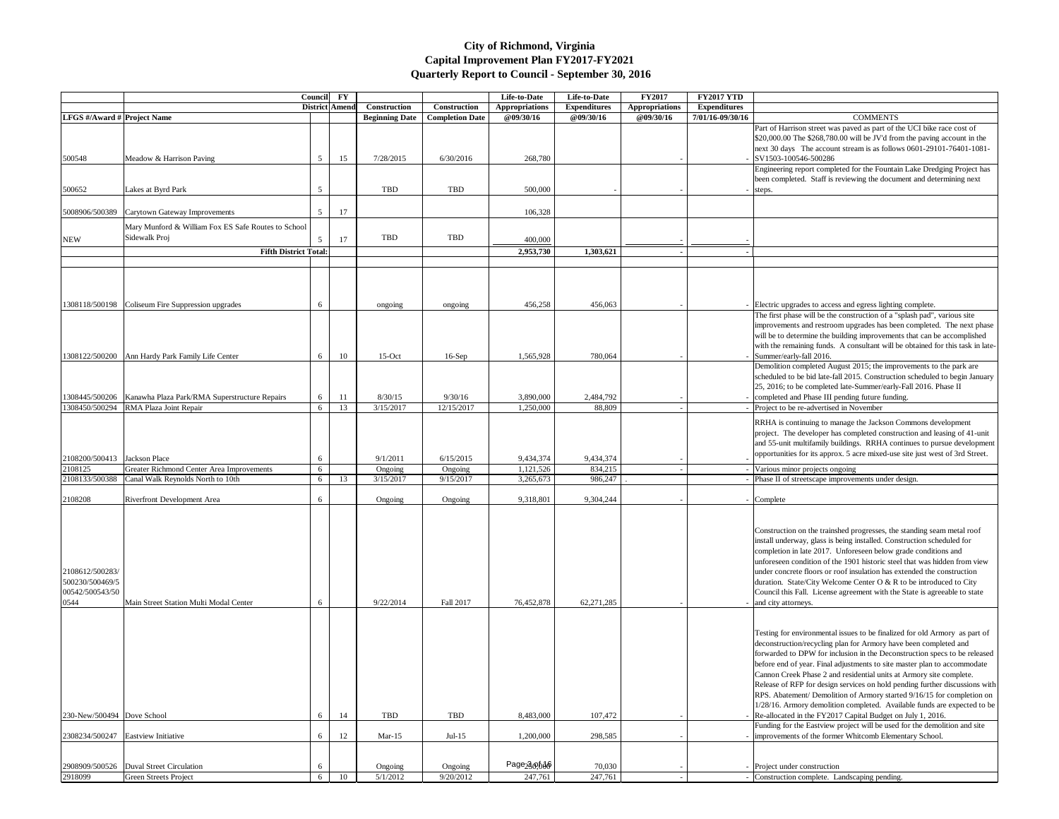# City of Richmond, Virginia
## Capital Improvement Plan FY2017-FY2021
## Quarterly Report to Council - September 30, 2016

| LFGS #/Award # | Project Name | Council District | FY Amend | Construction Beginning Date | Construction Completion Date | Life-to-Date Appropriations @09/30/16 | Life-to-Date Expenditures @09/30/16 | FY2017 Appropriations @09/30/16 | FY2017 YTD Expenditures 7/01/16-09/30/16 | COMMENTS |
|---|---|---|---|---|---|---|---|---|---|---|
| 500548 | Meadow & Harrison Paving | 5 | 15 | 7/28/2015 | 6/30/2016 | 268,780 | | - | - | Part of Harrison street was paved as part of the UCI bike race cost of $20,000.00 The $268,780.00 will be JV'd from the paving account in the next 30 days The account stream is as follows 0601-29101-76401-1081-SV1503-100546-500286 |
| 500652 | Lakes at Byrd Park | 5 | | TBD | TBD | 500,000 | - | - | - | Engineering report completed for the Fountain Lake Dredging Project has been completed. Staff is reviewing the document and determining next steps. |
| 5008906/500389 | Carytown Gateway Improvements | 5 | 17 | | | 106,328 | | | | |
| NEW | Mary Munford & William Fox ES Safe Routes to School Sidewalk Proj | 5 | 17 | TBD | TBD | 400,000 | | - | - | |
| | **Fifth District Total:** | | | | | **2,953,730** | **1,303,621** | - | - | |
| 1308118/500198 | Coliseum Fire Suppression upgrades | 6 | | ongoing | ongoing | 456,258 | 456,063 | - | - | Electric upgrades to access and egress lighting complete. |
| 1308122/500200 | Ann Hardy Park Family Life Center | 6 | 10 | 15-Oct | 16-Sep | 1,565,928 | 780,064 | - | - | The first phase will be the construction of a "splash pad", various site improvements and restroom upgrades has been completed. The next phase will be to determine the building improvements that can be accomplished with the remaining funds. A consultant will be obtained for this task in late-Summer/early-fall 2016. |
| 1308445/500206 | Kanawha Plaza Park/RMA Superstructure Repairs | 6 | 11 | 8/30/15 | 9/30/16 | 3,890,000 | 2,484,792 | - | - | Demolition completed August 2015; the improvements to the park are scheduled to be bid late-fall 2015. Construction scheduled to begin January 25, 2016; to be completed late-Summer/early-Fall 2016. Phase II completed and Phase III pending future funding. |
| 1308450/500294 | RMA Plaza Joint Repair | 6 | 13 | 3/15/2017 | 12/15/2017 | 1,250,000 | 88,809 | - | - | Project to be re-advertised in November |
| 2108200/500413 | Jackson Place | 6 | | 9/1/2011 | 6/15/2015 | 9,434,374 | 9,434,374 | - | - | RRHA is continuing to manage the Jackson Commons development project. The developer has completed construction and leasing of 41-unit and 55-unit multifamily buildings. RRHA continues to pursue development opportunities for its approx. 5 acre mixed-use site just west of 3rd Street. |
| 2108125 | Greater Richmond Center Area Improvements | 6 | | Ongoing | Ongoing | 1,121,526 | 834,215 | - | - | Various minor projects ongoing |
| 2108133/500388 | Canal Walk Reynolds North to 10th | 6 | 13 | 3/15/2017 | 9/15/2017 | 3,265,673 | 986,247 | . | - | Phase II of streetscape improvements under design. |
| 2108208 | Riverfront Development Area | 6 | | Ongoing | Ongoing | 9,318,801 | 9,304,244 | - | - | Complete |
| 2108612/500283/500230/500469/500542/500543/500544 | Main Street Station Multi Modal Center | 6 | | 9/22/2014 | Fall 2017 | 76,452,878 | 62,271,285 | - | - | Construction on the trainshed progresses, the standing seam metal roof install underway, glass is being installed. Construction scheduled for completion in late 2017. Unforeseen below grade conditions and unforeseen condition of the 1901 historic steel that was hidden from view under concrete floors or roof insulation has extended the construction duration. State/City Welcome Center O & R to be introduced to City Council this Fall. License agreement with the State is agreeable to state and city attorneys. |
| 230-New/500494 | Dove School | 6 | 14 | TBD | TBD | 8,483,000 | 107,472 | - | - | Testing for environmental issues to be finalized for old Armory as part of deconstruction/recycling plan for Armory have been completed and forwarded to DPW for inclusion in the Deconstruction specs to be released before end of year. Final adjustments to site master plan to accommodate Cannon Creek Phase 2 and residential units at Armory site complete. Release of RFP for design services on hold pending further discussions with RPS. Abatement/ Demolition of Armory started 9/16/15 for completion on 1/28/16. Armory demolition completed. Available funds are expected to be Re-allocated in the FY2017 Capital Budget on July 1, 2016. |
| 2308234/500247 | Eastview Initiative | 6 | 12 | Mar-15 | Jul-15 | 1,200,000 | 298,585 | - | - | Funding for the Eastview project will be used for the demolition and site improvements of the former Whitcomb Elementary School. |
| 2908909/500526 | Duval Street Circulation | 6 | | Ongoing | Ongoing | 250,000 | 70,030 | - | - | Project under construction |
| 2918099 | Green Streets Project | 6 | 10 | 5/1/2012 | 9/20/2012 | 247,761 | 247,761 | - | - | Construction complete. Landscaping pending. |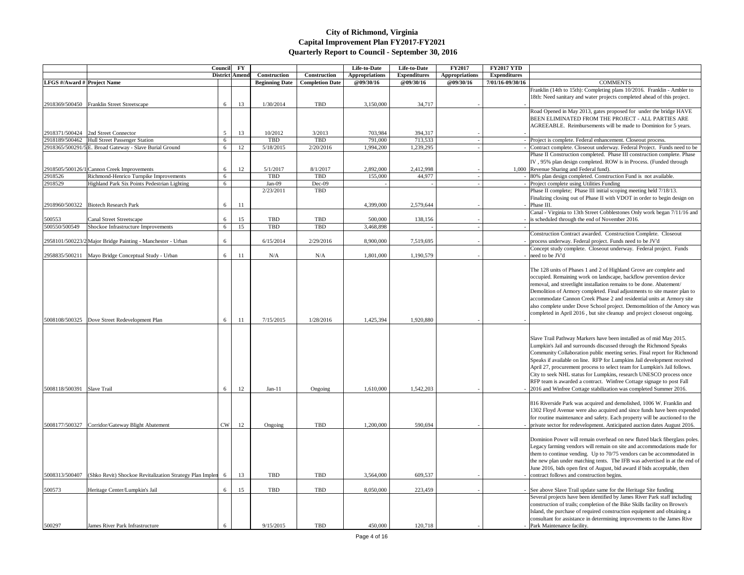# City of Richmond, Virginia
## Capital Improvement Plan FY2017-FY2021
## Quarterly Report to Council - September 30, 2016

| LFGS #/Award # | Project Name | Council District | FY Amend | Construction Beginning Date | Construction Completion Date | Life-to-Date Appropriations @09/30/16 | Life-to-Date Expenditures @09/30/16 | FY2017 Appropriations @09/30/16 | FY2017 YTD Expenditures 7/01/16-09/30/16 | COMMENTS |
|---|---|---|---|---|---|---|---|---|---|---|
| 2918369/500450 | Franklin Street Streetscape | 6 | 13 | 1/30/2014 | TBD | 3,150,000 | 34,717 | - | - | Franklin (14th to 15th): Completing plans 10/2016. Franklin - Ambler to 18th: Need sanitary and water projects completed ahead of this project. |
| 2918371/500424 | 2nd Street Connector | 5 | 13 | 10/2012 | 3/2013 | 703,984 | 394,317 | - | - | Road Opened in May 2013, gates proposed for under the bridge HAVE BEEN ELIMINATED FROM THE PROJECT - ALL PARTIES ARE AGREEABLE. Reimbursements will be made to Dominion for 5 years. |
| 2918189/500462 | Hull Street Passenger Station | 6 | | TBD | TBD | 791,000 | 713,533 | - | - | Project is complete. Federal enhancement. Closeout process. |
| 2918365/500291/5 | E. Broad Gateway - Slave Burial Ground | 6 | 12 | 5/18/2015 | 2/20/2016 | 1,994,200 | 1,239,295 | - | - | Contract complete. Closeout underway. Federal Project. Funds need to be |
| 2918505/500126/1 | Cannon Creek Improvements | 6 | 12 | 5/1/2017 | 8/1/2017 | 2,892,000 | 2,412,998 | - | 1,000 | Phase II Construction completed. Phase III construction complete. Phase IV , 95% plan design completed. ROW is in Process. (Funded through Revenue Sharing and Federal fund). |
| 2918526 | Richmond-Henrico Turnpike Improvements | 6 | | TBD | TBD | 155,000 | 44,977 | - | - | 80% plan design completed. Construction Fund is not available. |
| 2918529 | Highland Park Six Points Pedestrian Lighting | 6 | | Jan-09 | Dec-09 | - | - | - | - | Project complete using Utilities Funding |
| 2918960/500322 | Biotech Research Park | 6 | 11 | 2/23/2011 | TBD | 4,399,000 | 2,579,644 | - | - | Phase II complete; Phase III initial scoping meeting held 7/18/13. Finalizing closing out of Phase II with VDOT in order to begin design on Phase III. |
| 500553 | Canal Street Streetscape | 6 | 15 | TBD | TBD | 500,000 | 138,156 | - | - | Canal - Virginia to 13th Street Cobblestones Only work began 7/11/16 and is scheduled through the end of November 2016. |
| 500550/500549 | Shockoe Infrastructure Improvements | 6 | 15 | TBD | TBD | 3,468,898 | - | - | - | |
| 2958101/500223/2 | Major Bridge Painting - Manchester - Urban | 6 | | 6/15/2014 | 2/29/2016 | 8,900,000 | 7,519,695 | - | - | Construction Contract awarded. Construction Complete. Closeout process underway. Federal project. Funds need to be JV'd |
| 2958835/500211 | Mayo Bridge Conceptual Study - Urban | 6 | 11 | N/A | N/A | 1,801,000 | 1,190,579 | - | - | Concept study complete. Closeout underway. Federal project. Funds need to be JV'd |
| 5008108/500325 | Dove Street Redevelopment Plan | 6 | 11 | 7/15/2015 | 1/28/2016 | 1,425,394 | 1,920,880 | - | - | The 128 units of Phases 1 and 2 of Highland Grove are complete and occupied. Remaining work on landscape, backflow prevention device removal, and streetlight installation remains to be done. Abatement/ Demolition of Armory completed. Final adjustments to site master plan to accommodate Cannon Creek Phase 2 and residential units at Armory site also complete under Dove School project. Demomolition of the Amory was completed in April 2016 , but site cleanup and project closeout ongoing. |
| 5008118/500391 | Slave Trail | 6 | 12 | Jan-11 | Ongoing | 1,610,000 | 1,542,203 | - | - | Slave Trail Pathway Markers have been installed as of mid May 2015. Lumpkin's Jail and surrounds discussed through the Richmond Speaks Community Collaboration public meeting series. Final report for Richmond Speaks if available on line. RFP for Lumpkins Jail development received April 27, procurement process to select team for Lumpkin's Jail follows. City to seek NHL status for Lumpkins, research UNESCO process once RFP team is awarded a contract. Winfree Cottage signage to post Fall 2016 and Winfree Cottage stabilization was completed Summer 2016. |
| 5008177/500327 | Corridor/Gateway Blight Abatement | CW | 12 | Ongoing | TBD | 1,200,000 | 590,694 | - | - | 816 Riverside Park was acquired and demolished, 1006 W. Franklin and 1302 Floyd Avenue were also acquired and since funds have been expended for routine maintenance and safety. Each property will be auctioned to the private sector for redevelopment. Anticipated auction dates August 2016. |
| 5008313/500407 | (Shko Revit) Shockoe Revitalization Strategy Plan Implem | 6 | 13 | TBD | TBD | 3,564,000 | 609,537 | - | - | Dominion Power will remain overhead on new fluted black fiberglass poles. Legacy farming vendors will remain on site and accommodations made for them to continue vending. Up to 70/75 vendors can be accommodated in the new plan under matching tents. The IFB was advertised in at the end of June 2016, bids open first of August, bid award if bids acceptable, then contract follows and construction begins. |
| 500573 | Heritage Center/Lumpkin's Jail | 6 | 15 | TBD | TBD | 8,050,000 | 223,459 | - | - | See above Slave Trail update same for the Heritage Site funding |
| 500297 | James River Park Infrastructure | 6 | | 9/15/2015 | TBD | 450,000 | 120,718 | - | - | Several projects have been identified by James River Park staff including construction of trails; completion of the Bike Skills facility on Brown's Island, the purchase of required construction equipment and obtaining a consultant for assistance in determining improvements to the James Rive Park Maintenance facility. |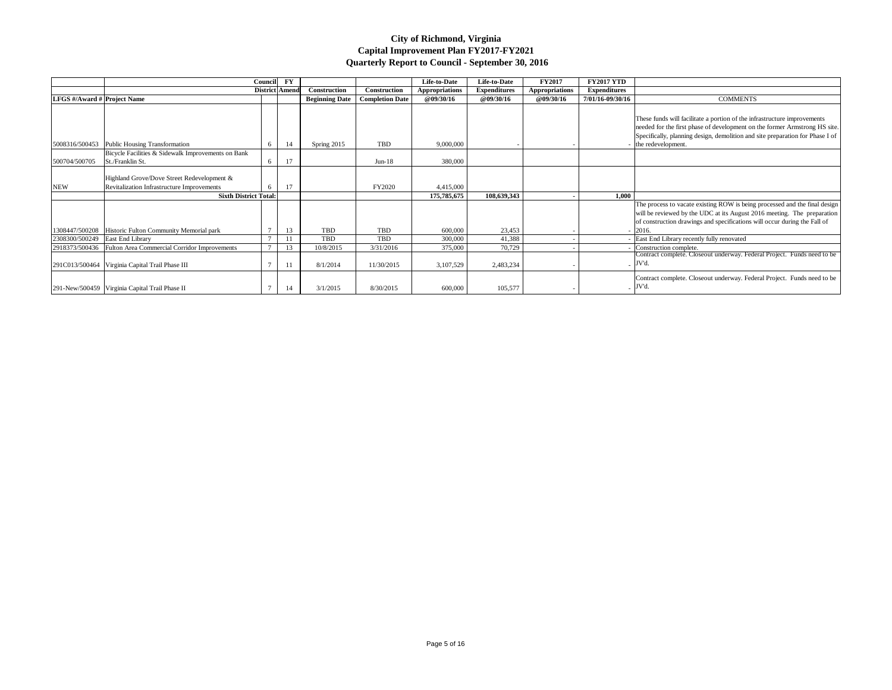# City of Richmond, Virginia
## Capital Improvement Plan FY2017-FY2021
### Quarterly Report to Council - September 30, 2016

| LFGS #/Award # | Project Name | Council District | FY Amend | Construction Beginning Date | Construction Completion Date | Life-to-Date Appropriations @09/30/16 | Life-to-Date Expenditures @09/30/16 | FY2017 Appropriations @09/30/16 | FY2017 YTD Expenditures 7/01/16-09/30/16 | COMMENTS |
|---|---|---|---|---|---|---|---|---|---|---|
| 5008316/500453 | Public Housing Transformation | 6 | 14 | Spring 2015 | TBD | 9,000,000 | - | - | - | These funds will facilitate a portion of the infrastructure improvements needed for the first phase of development on the former Armstrong HS site. Specifically, planning design, demolition and site preparation for Phase I of the redevelopment. |
| 500704/500705 | Bicycle Facilities & Sidewalk Improvements on Bank St./Franklin St. | 6 | 17 | | Jun-18 | 380,000 | | | | |
| NEW | Highland Grove/Dove Street Redevelopment & Revitalization Infrastructure Improvements | 6 | 17 | | FY2020 | 4,415,000 | | | | |
| | **Sixth District Total:** | | | | | **175,785,675** | **108,639,343** | **-** | **1,000** | |
| 1308447/500208 | Historic Fulton Community Memorial park | 7 | 13 | TBD | TBD | 600,000 | 23,453 | - | - | The process to vacate existing ROW is being processed and the final design will be reviewed by the UDC at its August 2016 meeting. The preparation of construction drawings and specifications will occur during the Fall of 2016. |
| 2308300/500249 | East End Library | 7 | 11 | TBD | TBD | 300,000 | 41,388 | - | - | East End Library recently fully renovated |
| 2918373/500436 | Fulton Area Commercial Corridor Improvements | 7 | 13 | 10/8/2015 | 3/31/2016 | 375,000 | 70,729 | - | - | Construction complete. |
| 291C013/500464 | Virginia Capital Trail Phase III | 7 | 11 | 8/1/2014 | 11/30/2015 | 3,107,529 | 2,483,234 | - | - | Contract complete. Closeout underway. Federal Project. Funds need to be JV'd. |
| 291-New/500459 | Virginia Capital Trail Phase II | 7 | 14 | 3/1/2015 | 8/30/2015 | 600,000 | 105,577 | - | - | Contract complete. Closeout underway. Federal Project. Funds need to be JV'd. |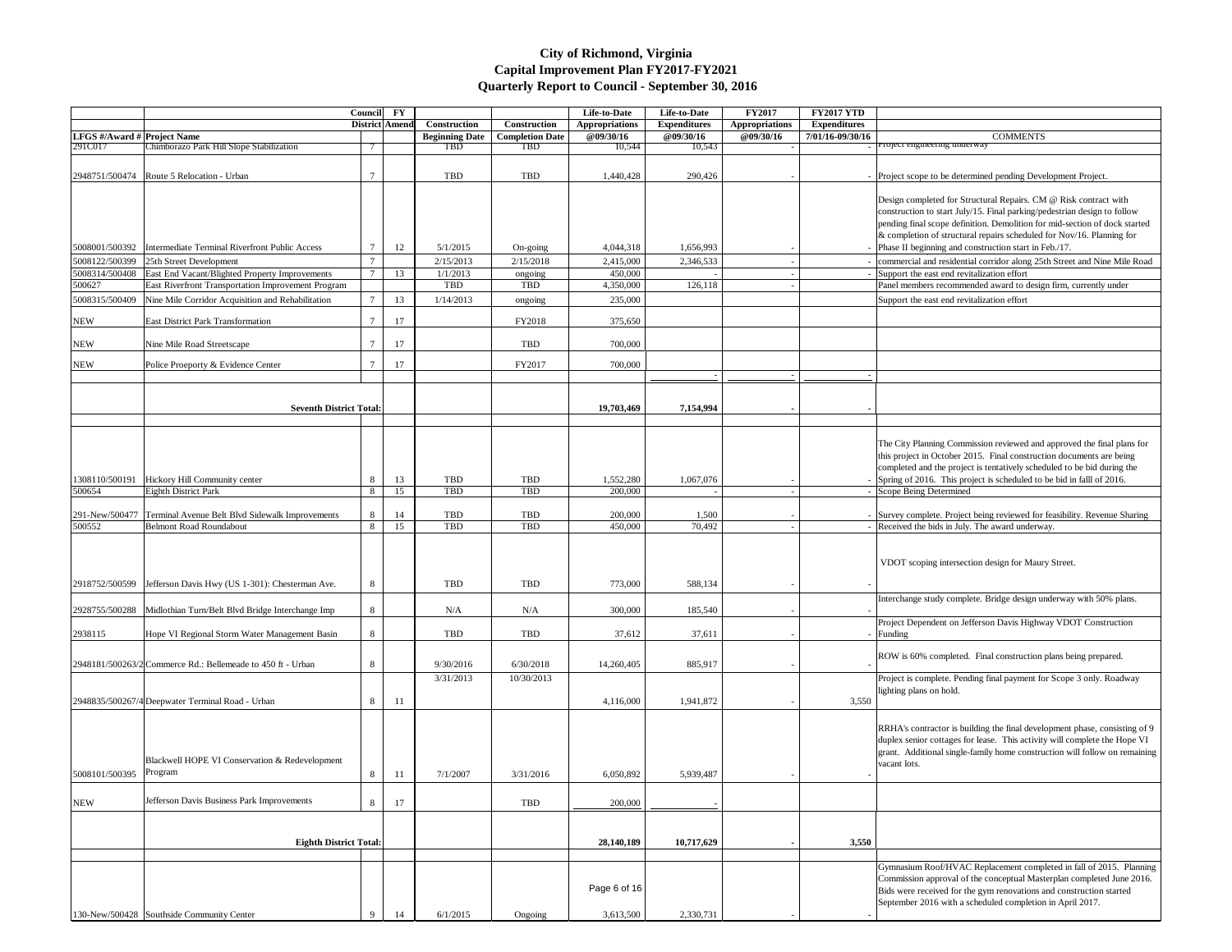# City of Richmond, Virginia
## Capital Improvement Plan FY2017-FY2021
### Quarterly Report to Council - September 30, 2016

| LFGS #/Award # | Project Name | Council District | FY Amend | Construction Beginning Date | Construction Completion Date | Life-to-Date Appropriations @09/30/16 | Life-to-Date Expenditures @09/30/16 | FY2017 Appropriations @09/30/16 | FY2017 YTD Expenditures 7/01/16-09/30/16 | COMMENTS |
|---|---|---|---|---|---|---|---|---|---|---|
| 291C017 | Chimborazo Park Hill Slope Stabilization | 7 | | TBD | TBD | 10,544 | 10,543 | - | - | Project engineering underway |
| 2948751/500474 | Route 5 Relocation - Urban | 7 | | TBD | TBD | 1,440,428 | 290,426 | - | - | Project scope to be determined pending Development Project. |
| 5008001/500392 | Intermediate Terminal Riverfront Public Access | 7 | 12 | 5/1/2015 | On-going | 4,044,318 | 1,656,993 | - | - | Design completed for Structural Repairs. CM @ Risk contract with construction to start July/15. Final parking/pedestrian design to follow pending final scope definition. Demolition for mid-section of dock started & completion of structural repairs scheduled for Nov/16. Planning for Phase II beginning and construction start in Feb./17. |
| 5008122/500399 | 25th Street Development | 7 | | 2/15/2013 | 2/15/2018 | 2,415,000 | 2,346,533 | - | - | commercial and residential corridor along 25th Street and Nine Mile Road |
| 5008314/500408 | East End Vacant/Blighted Property Improvements | 7 | 13 | 1/1/2013 | ongoing | 450,000 | - | - | - | Support the east end revitalization effort |
| 500627 | East Riverfront Transportation Improvement Program | | | TBD | TBD | 4,350,000 | 126,118 | - | | Panel members recommended award to design firm, currently under |
| 5008315/500409 | Nine Mile Corridor Acquisition and Rehabilitation | 7 | 13 | 1/14/2013 | ongoing | 235,000 | | | | Support the east end revitalization effort |
| NEW | East District Park Transformation | 7 | 17 | | FY2018 | 375,650 | | | | |
| NEW | Nine Mile Road Streetscape | 7 | 17 | | TBD | 700,000 | | | | |
| NEW | Police Proeporty & Evidence Center | 7 | 17 | | FY2017 | 700,000 | - | - | - | |
| | **Seventh District Total:** | | | | | **19,703,469** | **7,154,994** | **-** | **-** | |
| 1308110/500191 | Hickory Hill Community center | 8 | 13 | TBD | TBD | 1,552,280 | 1,067,076 | - | - | The City Planning Commission reviewed and approved the final plans for this project in October 2015. Final construction documents are being completed and the project is tentatively scheduled to be bid during the Spring of 2016. This project is scheduled to be bid in falll of 2016. |
| 500654 | Eighth District Park | 8 | 15 | TBD | TBD | 200,000 | - | - | - | Scope Being Determined |
| 291-New/500477 | Terminal Avenue Belt Blvd Sidewalk Improvements | 8 | 14 | TBD | TBD | 200,000 | 1,500 | - | - | Survey complete. Project being reviewed for feasibility. Revenue Sharing |
| 500552 | Belmont Road Roundabout | 8 | 15 | TBD | TBD | 450,000 | 70,492 | - | - | Received the bids in July. The award underway. |
| 2918752/500599 | Jefferson Davis Hwy (US 1-301): Chesterman Ave. | 8 | | TBD | TBD | 773,000 | 588,134 | - | - | VDOT scoping intersection design for Maury Street. |
| 2928755/500288 | Midlothian Turn/Belt Blvd Bridge Interchange Imp | 8 | | N/A | N/A | 300,000 | 185,540 | - | - | Interchange study complete. Bridge design underway with 50% plans. |
| 2938115 | Hope VI Regional Storm Water Management Basin | 8 | | TBD | TBD | 37,612 | 37,611 | - | - | Project Dependent on Jefferson Davis Highway VDOT Construction Funding |
| 2948181/500263/2 | Commerce Rd.: Bellemeade to 450 ft - Urban | 8 | | 9/30/2016 | 6/30/2018 | 14,260,405 | 885,917 | - | - | ROW is 60% completed. Final construction plans being prepared. |
| 2948835/500267/4 | Deepwater Terminal Road - Urban | 8 | 11 | 3/31/2013 | 10/30/2013 | 4,116,000 | 1,941,872 | - | 3,550 | Project is complete. Pending final payment for Scope 3 only. Roadway lighting plans on hold. |
| 5008101/500395 | Blackwell HOPE VI Conservation & Redevelopment Program | 8 | 11 | 7/1/2007 | 3/31/2016 | 6,050,892 | 5,939,487 | - | - | RRHA's contractor is building the final development phase, consisting of 9 duplex senior cottages for lease. This activity will complete the Hope VI grant. Additional single-family home construction will follow on remaining vacant lots. |
| NEW | Jefferson Davis Business Park Improvements | 8 | 17 | | TBD | 200,000 | - | | | |
| | **Eighth District Total:** | | | | | **28,140,189** | **10,717,629** | **-** | **3,550** | |
| 130-New/500428 | Southside Community Center | 9 | 14 | 6/1/2015 | Ongoing | 3,613,500 | 2,330,731 | - | - | Gymnasium Roof/HVAC Replacement completed in fall of 2015. Planning Commission approval of the conceptual Masterplan completed June 2016. Bids were received for the gym renovations and construction started September 2016 with a scheduled completion in April 2017. |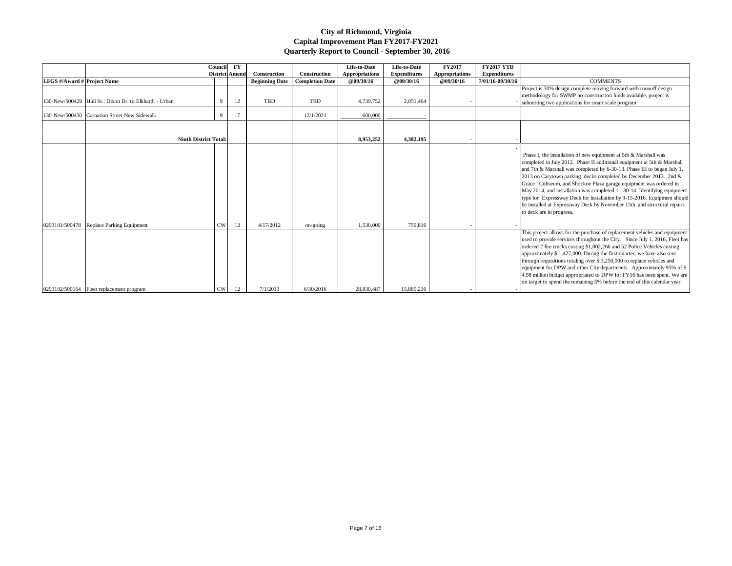# City of Richmond, Virginia
## Capital Improvement Plan FY2017-FY2021
## Quarterly Report to Council - September 30, 2016

| LFGS #/Award # | Project Name | Council District | FY Amend | Construction Beginning Date | Construction Completion Date | Life-to-Date Appropriations @09/30/16 | Life-to-Date Expenditures @09/30/16 | FY2017 Appropriations @09/30/16 | FY2017 YTD Expenditures 7/01/16-09/30/16 | COMMENTS |
|---|---|---|---|---|---|---|---|---|---|---|
| 130-New/500429 | Hull St.: Dixon Dr. to Elkhardt - Urban | 9 | 12 | TBD | TBD | 4,739,752 | 2,051,464 | - | - | Project is 30% design complete moving forward with runnoff design methodology for SWMP no construction funds available, project is submitting two applications for smart scale program |
| 130-New/500430 | Carnation Street New Sidewalk | 9 | 17 | | 12/1/2021 | 600,000 | - | | | |
| | **Ninth District Total:** | | | | | **8,953,252** | **4,382,195** | - | - | |
| | | | | | | | | | - | |
| 0293101/500478 | Replace Parking Equipment | CW | 12 | 4/17/2012 | on-going | 1,530,000 | 759,816 | - | - | Phase I, the installation of new equipment at 5th & Marshall was completed in July 2012. Phase II additional equipment at 5th & Marshall and 7th & Marshall was completed by 6-30-13. Phase III to began July 1, 2013 on Carytown parking decks completed by December 2013. 2nd & Grace , Coliseum, and Shockoe Plaza garage equipment was ordered in May 2014, and installation was completed 11-30-14. Identifying equipment type for Expressway Deck for installation by 9-15-2016. Equipment should be installed at Expressway Deck by November 15th. and structural repairs to deck are in progress. |
| 0293102/500164 | Fleet replacement program | CW | 12 | 7/1/2013 | 6/30/2016 | 28,830,487 | 15,885,216 | - | - | This project allows for the purchase of replacement vehicles and equipment used to provide services throughout the City. Since July 1, 2016, Fleet has ordered 2 fire trucks costing $1,002,266 and 52 Police Vehicles costing approximately $ 1,427,000. During the first quarter, we have also sent through requisitions totaling over $ 3,250,000 to replace vehicles and equipment for DPW and other City departments. Approximately 95% of $ 4.98 million budget appropriated to DPW for FY16 has been spent. We are on target to spend the remaining 5% before the end of this calendar year. |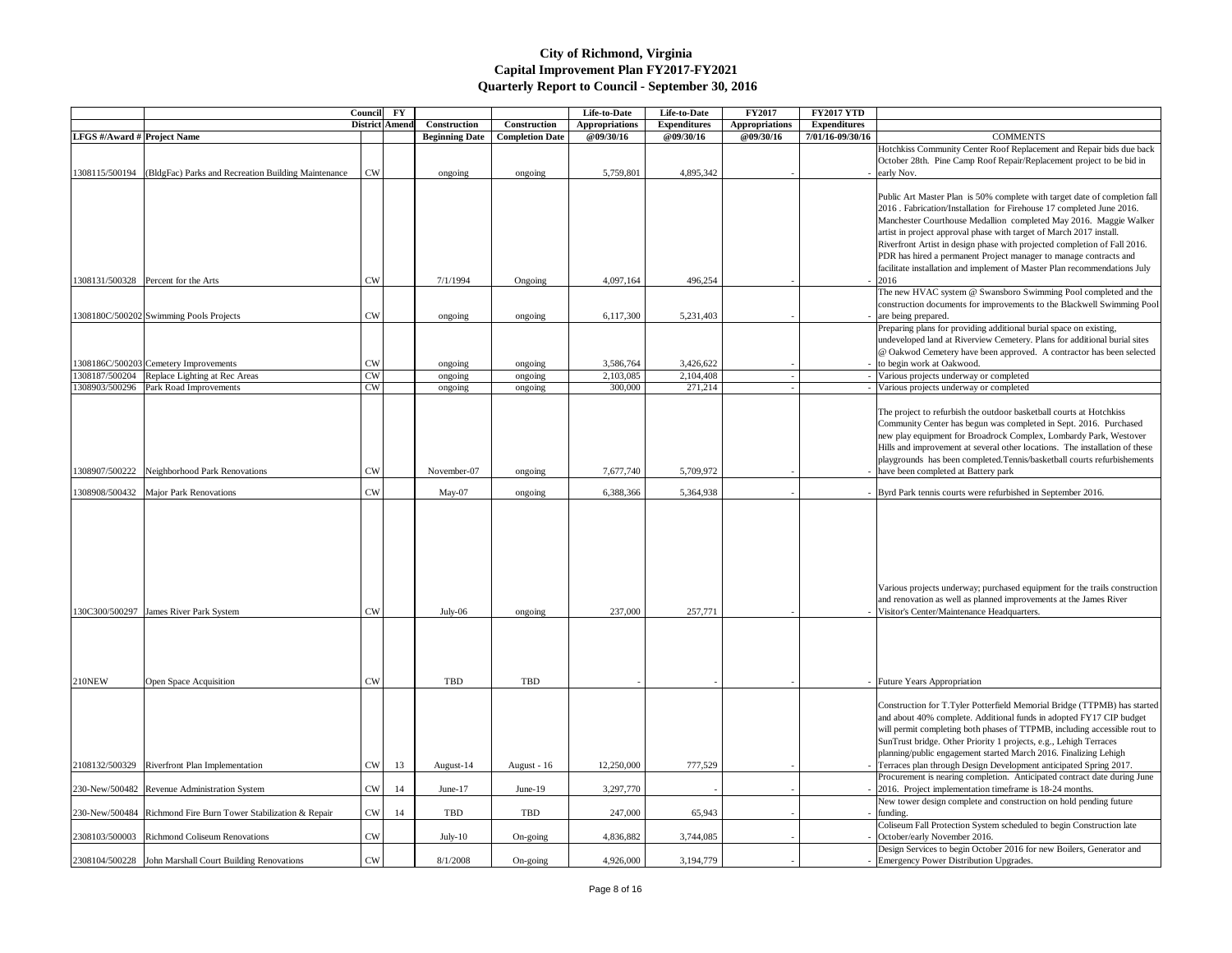# City of Richmond, Virginia
## Capital Improvement Plan FY2017-FY2021
## Quarterly Report to Council - September 30, 2016

| LFGS #/Award # | Project Name | Council District | FY Amend | Construction Beginning Date | Construction Completion Date | Life-to-Date Appropriations @09/30/16 | Life-to-Date Expenditures @09/30/16 | FY2017 Appropriations @09/30/16 | FY2017 YTD Expenditures 7/01/16-09/30/16 | COMMENTS |
|---|---|---|---|---|---|---|---|---|---|---|
| 1308115/500194 | (BldgFac) Parks and Recreation Building Maintenance | CW | | ongoing | ongoing | 5,759,801 | 4,895,342 | - | - | Hotchkiss Community Center Roof Replacement and Repair bids due back October 28th. Pine Camp Roof Repair/Replacement project to be bid in early Nov. |
| 1308131/500328 | Percent for the Arts | CW | | 7/1/1994 | Ongoing | 4,097,164 | 496,254 | - | - | Public Art Master Plan is 50% complete with target date of completion fall 2016 . Fabrication/Installation for Firehouse 17 completed June 2016. Manchester Courthouse Medallion completed May 2016. Maggie Walker artist in project approval phase with target of March 2017 install. Riverfront Artist in design phase with projected completion of Fall 2016. PDR has hired a permanent Project manager to manage contracts and facilitate installation and implement of Master Plan recommendations July 2016 |
| 1308180C/500202 | Swimming Pools Projects | CW | | ongoing | ongoing | 6,117,300 | 5,231,403 | - | - | The new HVAC system @ Swansboro Swimming Pool completed and the construction documents for improvements to the Blackwell Swimming Pool are being prepared. |
| 1308186C/500203 | Cemetery Improvements | CW | | ongoing | ongoing | 3,586,764 | 3,426,622 | - | - | Preparing plans for providing additional burial space on existing, undeveloped land at Riverview Cemetery. Plans for additional burial sites @ Oakwod Cemetery have been approved. A contractor has been selected to begin work at Oakwood. |
| 1308187/500204 | Replace Lighting at Rec Areas | CW | | ongoing | ongoing | 2,103,085 | 2,104,408 | - | - | Various projects underway or completed |
| 1308903/500296 | Park Road Improvements | CW | | ongoing | ongoing | 300,000 | 271,214 | - | - | Various projects underway or completed |
| 1308907/500222 | Neighborhood Park Renovations | CW | | November-07 | ongoing | 7,677,740 | 5,709,972 | - | - | The project to refurbish the outdoor basketball courts at Hotchkiss Community Center has begun was completed in Sept. 2016. Purchased new play equipment for Broadrock Complex, Lombardy Park, Westover Hills and improvement at several other locations. The installation of these playgrounds has been completed.Tennis/basketball courts refurbishements have been completed at Battery park |
| 1308908/500432 | Major Park Renovations | CW | | May-07 | ongoing | 6,388,366 | 5,364,938 | - | - | Byrd Park tennis courts were refurbished in September 2016. |
| 130C300/500297 | James River Park System | CW | | July-06 | ongoing | 237,000 | 257,771 | - | - | Various projects underway; purchased equipment for the trails construction and renovation as well as planned improvements at the James River Visitor's Center/Maintenance Headquarters. |
| 210NEW | Open Space Acquisition | CW | | TBD | TBD | - | - | - | - | Future Years Appropriation |
| 2108132/500329 | Riverfront Plan Implementation | CW | 13 | August-14 | August - 16 | 12,250,000 | 777,529 | - | - | Construction for T.Tyler Potterfield Memorial Bridge (TTPMB) has started and about 40% complete. Additional funds in adopted FY17 CIP budget will permit completing both phases of TTPMB, including accessible rout to SunTrust bridge. Other Priority 1 projects, e.g., Lehigh Terraces planning/public engagement started March 2016. Finalizing Lehigh Terraces plan through Design Development anticipated Spring 2017. |
| 230-New/500482 | Revenue Administration System | CW | 14 | June-17 | June-19 | 3,297,770 | - | - | - | Procurement is nearing completion. Anticipated contract date during June 2016. Project implementation timeframe is 18-24 months. |
| 230-New/500484 | Richmond Fire Burn Tower Stabilization & Repair | CW | 14 | TBD | TBD | 247,000 | 65,943 | - | - | New tower design complete and construction on hold pending future funding. |
| 2308103/500003 | Richmond Coliseum Renovations | CW | | July-10 | On-going | 4,836,882 | 3,744,085 | - | - | Coliseum Fall Protection System scheduled to begin Construction late October/early November 2016. |
| 2308104/500228 | John Marshall Court Building Renovations | CW | | 8/1/2008 | On-going | 4,926,000 | 3,194,779 | - | - | Design Services to begin October 2016 for new Boilers, Generator and Emergency Power Distribution Upgrades. |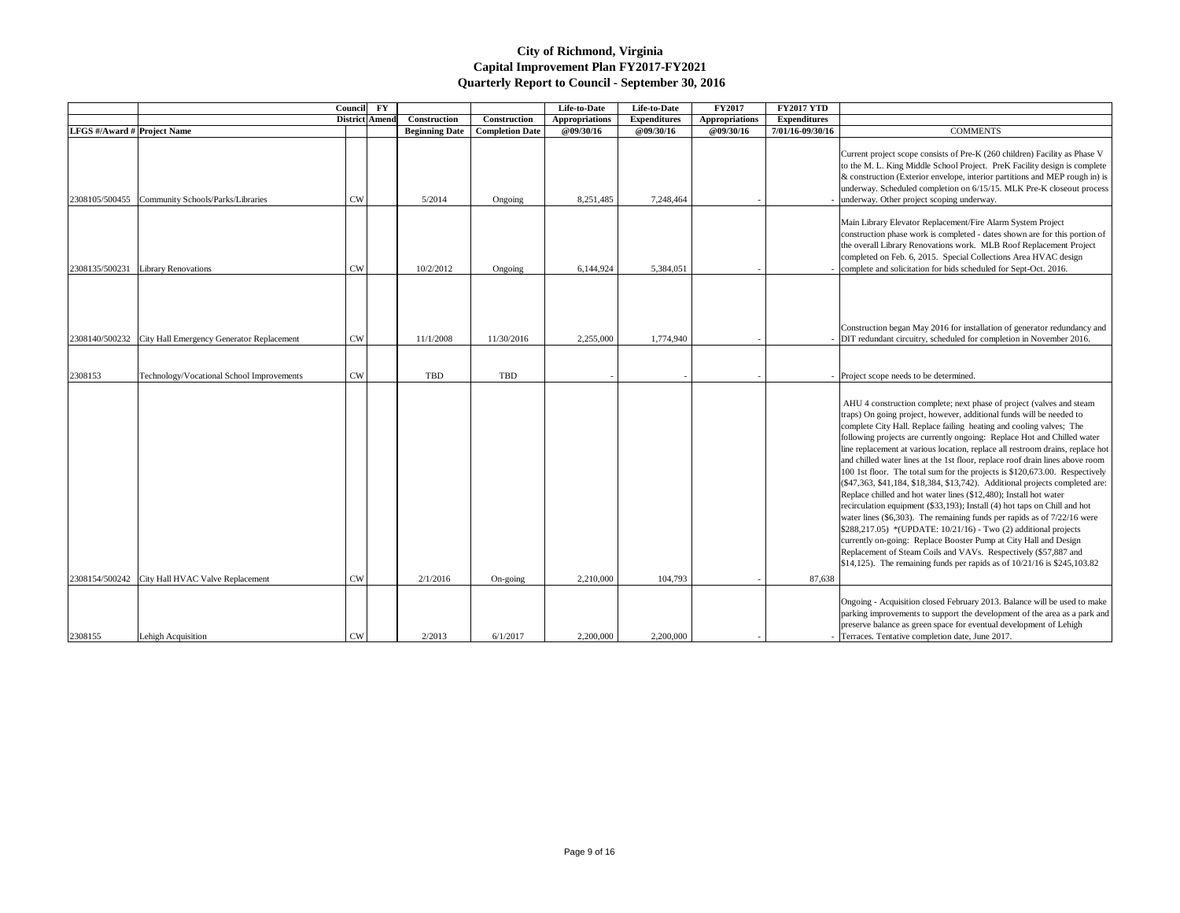# City of Richmond, Virginia
## Capital Improvement Plan FY2017-FY2021
## Quarterly Report to Council - September 30, 2016

| LFGS #/Award # | Project Name | Council District | FY Amend | Construction Beginning Date | Construction Completion Date | Life-to-Date Appropriations @09/30/16 | Life-to-Date Expenditures @09/30/16 | FY2017 Appropriations @09/30/16 | FY2017 YTD Expenditures 7/01/16-09/30/16 | COMMENTS |
|---|---|---|---|---|---|---|---|---|---|---|
| 2308105/500455 | Community Schools/Parks/Libraries | CW | | 5/2014 | Ongoing | 8,251,485 | 7,248,464 | - | - | Current project scope consists of Pre-K (260 children) Facility as Phase V to the M. L. King Middle School Project. PreK Facility design is complete & construction (Exterior envelope, interior partitions and MEP rough in) is underway. Scheduled completion on 6/15/15. MLK Pre-K closeout process underway. Other project scoping underway. |
| 2308135/500231 | Library Renovations | CW | | 10/2/2012 | Ongoing | 6,144,924 | 5,384,051 | - | - | Main Library Elevator Replacement/Fire Alarm System Project construction phase work is completed - dates shown are for this portion of the overall Library Renovations work. MLB Roof Replacement Project completed on Feb. 6, 2015. Special Collections Area HVAC design complete and solicitation for bids scheduled for Sept-Oct. 2016. |
| 2308140/500232 | City Hall Emergency Generator Replacement | CW | | 11/1/2008 | 11/30/2016 | 2,255,000 | 1,774,940 | - | - | Construction began May 2016 for installation of generator redundancy and DIT redundant circuitry, scheduled for completion in November 2016. |
| 2308153 | Technology/Vocational School Improvements | CW | | TBD | TBD | - | - | - | - | Project scope needs to be determined. |
| 2308154/500242 | City Hall HVAC Valve Replacement | CW | | 2/1/2016 | On-going | 2,210,000 | 104,793 | - | 87,638 | AHU 4 construction complete; next phase of project (valves and steam traps) On going project, however, additional funds will be needed to complete City Hall. Replace failing heating and cooling valves; The following projects are currently ongoing: Replace Hot and Chilled water line replacement at various location, replace all restroom drains, replace hot and chilled water lines at the 1st floor, replace roof drain lines above room 100 1st floor. The total sum for the projects is $120,673.00. Respectively ($47,363, $41,184, $18,384, $13,742). Additional projects completed are: Replace chilled and hot water lines ($12,480); Install hot water recirculation equipment ($33,193); Install (4) hot taps on Chill and hot water lines ($6,303). The remaining funds per rapids as of 7/22/16 were $288,217.05) *(UPDATE: 10/21/16) - Two (2) additional projects currently on-going: Replace Booster Pump at City Hall and Design Replacement of Steam Coils and VAVs. Respectively ($57,887 and $14,125). The remaining funds per rapids as of 10/21/16 is $245,103.82 |
| 2308155 | Lehigh Acquisition | CW | | 2/2013 | 6/1/2017 | 2,200,000 | 2,200,000 | - | - | Ongoing - Acquisition closed February 2013. Balance will be used to make parking improvements to support the development of the area as a park and preserve balance as green space for eventual development of Lehigh Terraces. Tentative completion date, June 2017. |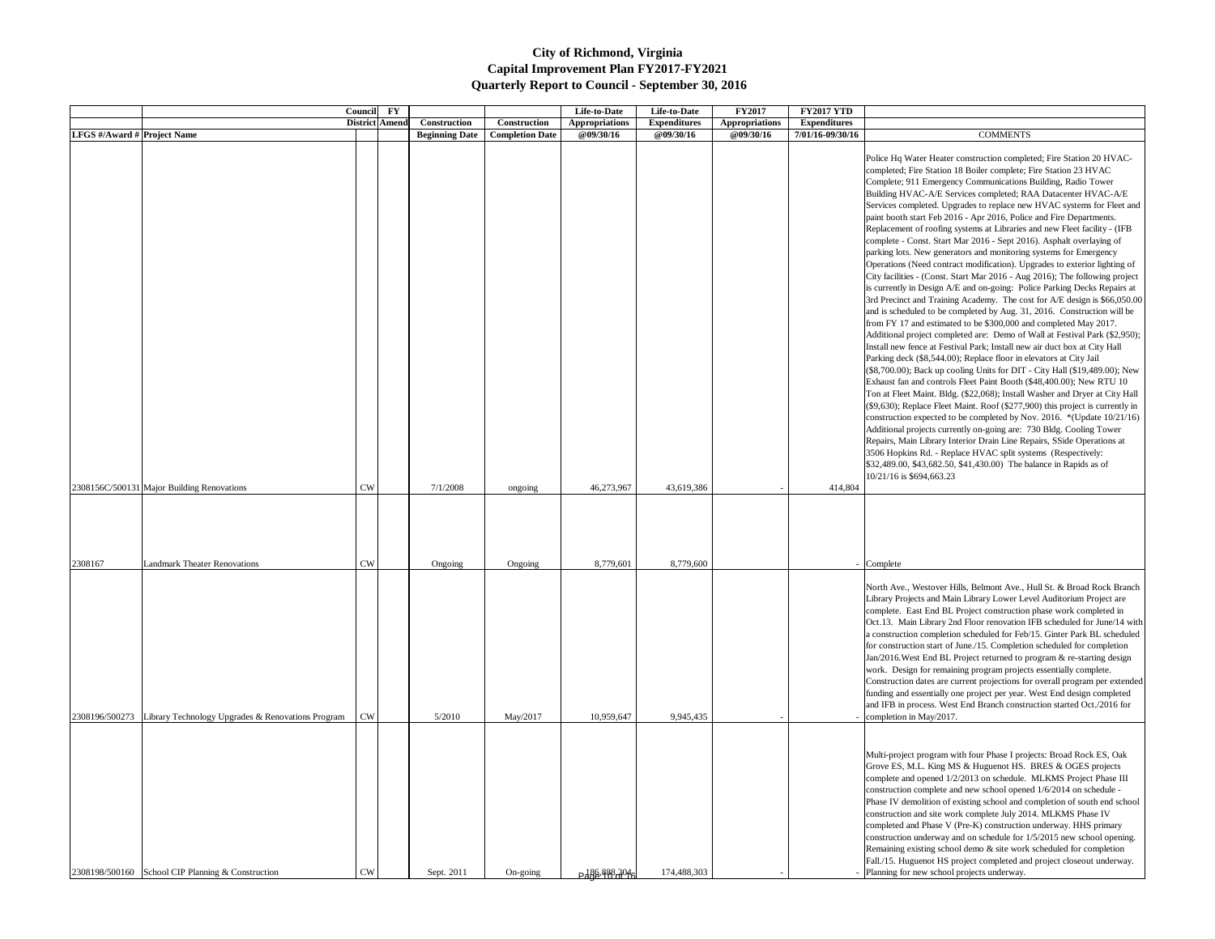# City of Richmond, Virginia
## Capital Improvement Plan FY2017-FY2021
## Quarterly Report to Council - September 30, 2016

| LFGS #/Award # | Project Name | Council District | FY Amend | Construction Beginning Date | Construction Completion Date | Life-to-Date Appropriations @09/30/16 | Life-to-Date Expenditures @09/30/16 | FY2017 Appropriations @09/30/16 | FY2017 YTD Expenditures 7/01/16-09/30/16 | COMMENTS |
|---|---|---|---|---|---|---|---|---|---|---|
| 2308156C/500131 | Major Building Renovations | CW | | 7/1/2008 | ongoing | 46,273,967 | 43,619,386 | - | 414,804 | Police Hq Water Heater construction completed; Fire Station 20 HVAC-completed; Fire Station 18 Boiler complete; Fire Station 23 HVAC Complete; 911 Emergency Communications Building, Radio Tower Building HVAC-A/E Services completed; RAA Datacenter HVAC-A/E Services completed. Upgrades to replace new HVAC systems for Fleet and paint booth start Feb 2016 - Apr 2016, Police and Fire Departments. Replacement of roofing systems at Libraries and new Fleet facility - (IFB complete - Const. Start Mar 2016 - Sept 2016). Asphalt overlaying of parking lots. New generators and monitoring systems for Emergency Operations (Need contract modification). Upgrades to exterior lighting of City facilities - (Const. Start Mar 2016 - Aug 2016); The following project is currently in Design A/E and on-going: Police Parking Decks Repairs at 3rd Precinct and Training Academy. The cost for A/E design is $66,050.00 and is scheduled to be completed by Aug. 31, 2016. Construction will be from FY 17 and estimated to be $300,000 and completed May 2017. Additional project completed are: Demo of Wall at Festival Park ($2,950); Install new fence at Festival Park; Install new air duct box at City Hall Parking deck ($8,544.00); Replace floor in elevators at City Jail ($8,700.00); Back up cooling Units for DIT - City Hall ($19,489.00); New Exhaust fan and controls Fleet Paint Booth ($48,400.00); New RTU 10 Ton at Fleet Maint. Bldg. ($22,068); Install Washer and Dryer at City Hall ($9,630); Replace Fleet Maint. Roof ($277,900) this project is currently in construction expected to be completed by Nov. 2016. *(Update 10/21/16) Additional projects currently on-going are: 730 Bldg. Cooling Tower Repairs, Main Library Interior Drain Line Repairs, SSide Operations at 3506 Hopkins Rd. - Replace HVAC split systems (Respectively: $32,489.00, $43,682.50, $41,430.00) The balance in Rapids as of 10/21/16 is $694,663.23 |
| 2308167 | Landmark Theater Renovations | CW | | Ongoing | Ongoing | 8,779,601 | 8,779,600 | | - | Complete |
| 2308196/500273 | Library Technology Upgrades & Renovations Program | CW | | 5/2010 | May/2017 | 10,959,647 | 9,945,435 | - | - | North Ave., Westover Hills, Belmont Ave., Hull St. & Broad Rock Branch Library Projects and Main Library Lower Level Auditorium Project are complete. East End BL Project construction phase work completed in Oct.13. Main Library 2nd Floor renovation IFB scheduled for June/14 with a construction completion scheduled for Feb/15. Ginter Park BL scheduled for construction start of June./15. Completion scheduled for completion Jan/2016.West End BL Project returned to program & re-starting design work. Design for remaining program projects essentially complete. Construction dates are current projections for overall program per extended funding and essentially one project per year. West End design completed and IFB in process. West End Branch construction started Oct./2016 for completion in May/2017. |
| 2308198/500160 | School CIP Planning & Construction | CW | | Sept. 2011 | On-going | 186,888,204 | 174,488,303 | - | - | Multi-project program with four Phase I projects: Broad Rock ES, Oak Grove ES, M.L. King MS & Huguenot HS. BRES & OGES projects complete and opened 1/2/2013 on schedule. MLKMS Project Phase III construction complete and new school opened 1/6/2014 on schedule - Phase IV demolition of existing school and completion of south end school construction and site work complete July 2014. MLKMS Phase IV completed and Phase V (Pre-K) construction underway. HHS primary construction underway and on schedule for 1/5/2015 new school opening. Remaining existing school demo & site work scheduled for completion Fall./15. Huguenot HS project completed and project closeout underway. Planning for new school projects underway. |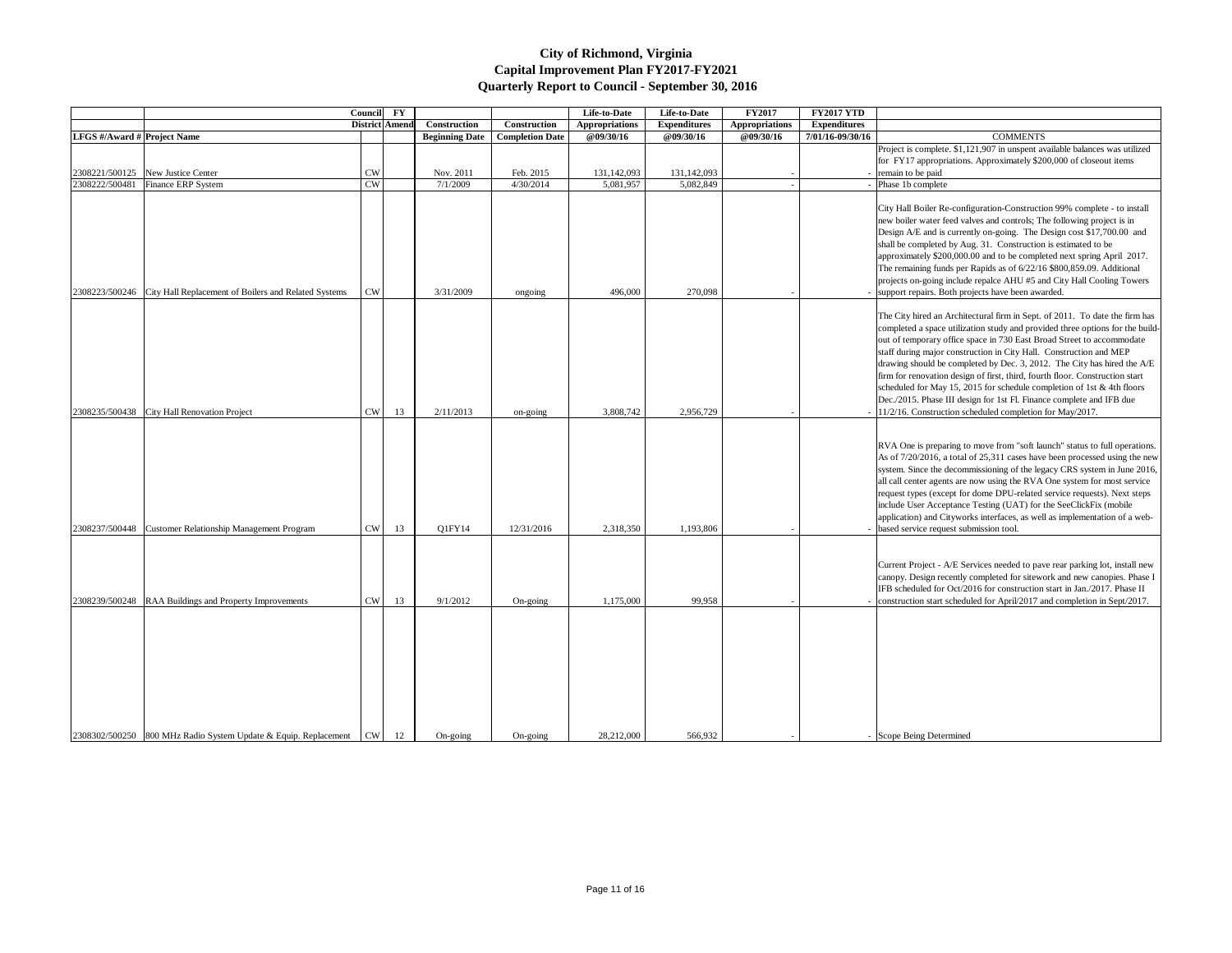# City of Richmond, Virginia
## Capital Improvement Plan FY2017-FY2021
### Quarterly Report to Council - September 30, 2016

| LFGS #/Award # | Project Name | Council District | FY Amend | Construction Beginning Date | Construction Completion Date | Life-to-Date Appropriations @09/30/16 | Life-to-Date Expenditures @09/30/16 | FY2017 Appropriations @09/30/16 | FY2017 YTD Expenditures 7/01/16-09/30/16 | COMMENTS |
|---|---|---|---|---|---|---|---|---|---|---|
| 2308221/500125 | New Justice Center | CW | | Nov. 2011 | Feb. 2015 | 131,142,093 | 131,142,093 | - | - | Project is complete. $1,121,907 in unspent available balances was utilized for FY17 appropriations. Approximately $200,000 of closeout items remain to be paid |
| 2308222/500481 | Finance ERP System | CW | | 7/1/2009 | 4/30/2014 | 5,081,957 | 5,082,849 | - | - | Phase 1b complete |
| 2308223/500246 | City Hall Replacement of Boilers and Related Systems | CW | | 3/31/2009 | ongoing | 496,000 | 270,098 | - | - | City Hall Boiler Re-configuration-Construction 99% complete - to install new boiler water feed valves and controls; The following project is in Design A/E and is currently on-going. The Design cost $17,700.00 and shall be completed by Aug. 31. Construction is estimated to be approximately $200,000.00 and to be completed next spring April 2017. The remaining funds per Rapids as of 6/22/16 $800,859.09. Additional projects on-going include repalce AHU #5 and City Hall Cooling Towers support repairs. Both projects have been awarded. |
| 2308235/500438 | City Hall Renovation Project | CW | 13 | 2/11/2013 | on-going | 3,808,742 | 2,956,729 | - | - | The City hired an Architectural firm in Sept. of 2011. To date the firm has completed a space utilization study and provided three options for the build-out of temporary office space in 730 East Broad Street to accommodate staff during major construction in City Hall. Construction and MEP drawing should be completed by Dec. 3, 2012. The City has hired the A/E firm for renovation design of first, third, fourth floor. Construction start scheduled for May 15, 2015 for schedule completion of 1st & 4th floors Dec./2015. Phase III design for 1st Fl. Finance complete and IFB due 11/2/16. Construction scheduled completion for May/2017. |
| 2308237/500448 | Customer Relationship Management Program | CW | 13 | Q1FY14 | 12/31/2016 | 2,318,350 | 1,193,806 | - | - | RVA One is preparing to move from "soft launch" status to full operations. As of 7/20/2016, a total of 25,311 cases have been processed using the new system. Since the decommissioning of the legacy CRS system in June 2016, all call center agents are now using the RVA One system for most service request types (except for dome DPU-related service requests). Next steps include User Acceptance Testing (UAT) for the SeeClickFix (mobile application) and Cityworks interfaces, as well as implementation of a web-based service request submission tool. |
| 2308239/500248 | RAA Buildings and Property Improvements | CW | 13 | 9/1/2012 | On-going | 1,175,000 | 99,958 | - | - | Current Project - A/E Services needed to pave rear parking lot, install new canopy. Design recently completed for sitework and new canopies. Phase I IFB scheduled for Oct/2016 for construction start in Jan./2017. Phase II construction start scheduled for April/2017 and completion in Sept/2017. |
| 2308302/500250 | 800 MHz Radio System Update & Equip. Replacement | CW | 12 | On-going | On-going | 28,212,000 | 566,932 | - | - | Scope Being Determined |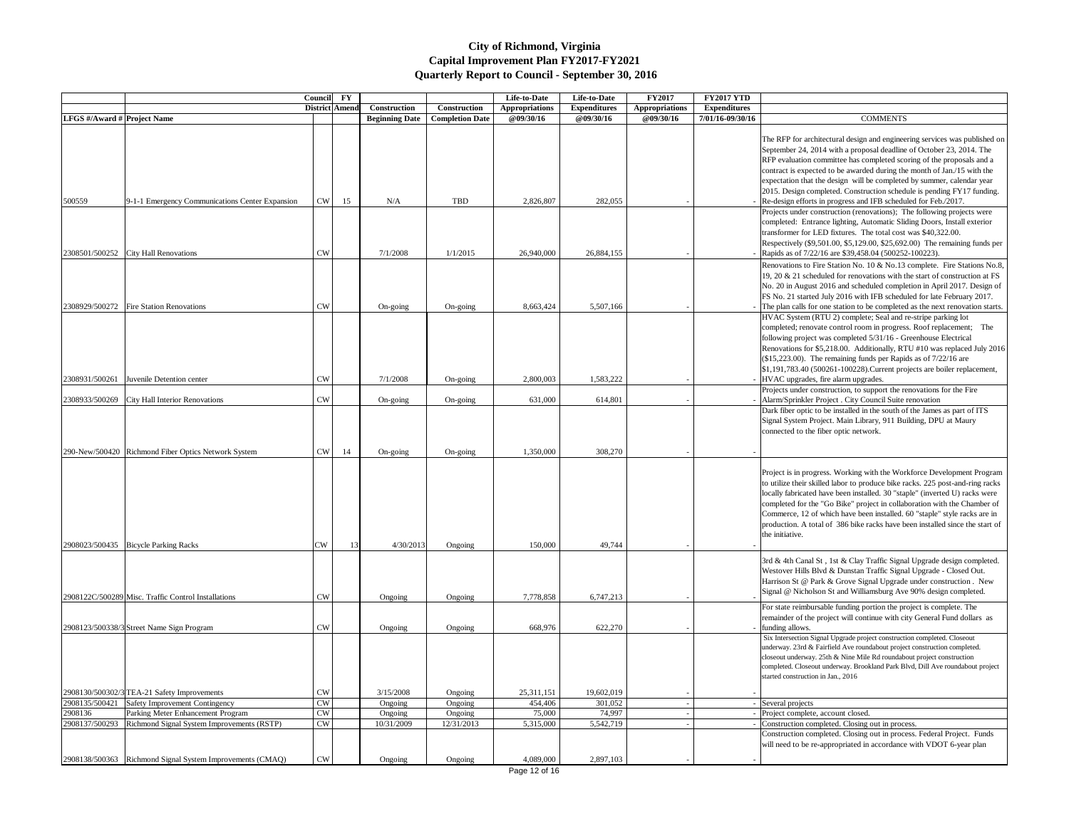# City of Richmond, Virginia
## Capital Improvement Plan FY2017-FY2021
### Quarterly Report to Council - September 30, 2016

| LFGS #/Award # | Project Name | Council District | FY Amend | Construction Beginning Date | Construction Completion Date | Life-to-Date Appropriations @09/30/16 | Life-to-Date Expenditures @09/30/16 | FY2017 Appropriations @09/30/16 | FY2017 YTD Expenditures 7/01/16-09/30/16 | COMMENTS |
|---|---|---|---|---|---|---|---|---|---|---|
| 500559 | 9-1-1 Emergency Communications Center Expansion | CW | 15 | N/A | TBD | 2,826,807 | 282,055 | - | - | The RFP for architectural design and engineering services was published on September 24, 2014 with a proposal deadline of October 23, 2014. The RFP evaluation committee has completed scoring of the proposals and a contract is expected to be awarded during the month of Jan./15 with the expectation that the design will be completed by summer, calendar year 2015. Design completed. Construction schedule is pending FY17 funding. Re-design efforts in progress and IFB scheduled for Feb./2017. |
| 2308501/500252 | City Hall Renovations | CW | | 7/1/2008 | 1/1/2015 | 26,940,000 | 26,884,155 | - | - | Projects under construction (renovations); The following projects were completed: Entrance lighting, Automatic Sliding Doors, Install exterior transformer for LED fixtures. The total cost was $40,322.00. Respectively ($9,501.00, $5,129.00, $25,692.00) The remaining funds per Rapids as of 7/22/16 are $39,458.04 (500252-100223). |
| 2308929/500272 | Fire Station Renovations | CW | | On-going | On-going | 8,663,424 | 5,507,166 | - | - | Renovations to Fire Station No. 10 & No.13 complete. Fire Stations No.8, 19, 20 & 21 scheduled for renovations with the start of construction at FS No. 20 in August 2016 and scheduled completion in April 2017. Design of FS No. 21 started July 2016 with IFB scheduled for late February 2017. The plan calls for one station to be completed as the next renovation starts. |
| 2308931/500261 | Juvenile Detention center | CW | | 7/1/2008 | On-going | 2,800,003 | 1,583,222 | - | - | HVAC System (RTU 2) complete; Seal and re-stripe parking lot completed; renovate control room in progress. Roof replacement; The following project was completed 5/31/16 - Greenhouse Electrical Renovations for $5,218.00. Additionally, RTU #10 was replaced July 2016 ($15,223.00). The remaining funds per Rapids as of 7/22/16 are $1,191,783.40 (500261-100228).Current projects are boiler replacement, HVAC upgrades, fire alarm upgrades. |
| 2308933/500269 | City Hall Interior Renovations | CW | | On-going | On-going | 631,000 | 614,801 | - | - | Projects under construction, to support the renovations for the Fire Alarm/Sprinkler Project . City Council Suite renovation |
| 290-New/500420 | Richmond Fiber Optics Network System | CW | 14 | On-going | On-going | 1,350,000 | 308,270 | - | - | Dark fiber optic to be installed in the south of the James as part of ITS Signal System Project. Main Library, 911 Building, DPU at Maury connected to the fiber optic network. |
| 2908023/500435 | Bicycle Parking Racks | CW | 13 | 4/30/2013 | Ongoing | 150,000 | 49,744 | - | - | Project is in progress. Working with the Workforce Development Program to utilize their skilled labor to produce bike racks. 225 post-and-ring racks locally fabricated have been installed. 30 "staple" (inverted U) racks were completed for the "Go Bike" project in collaboration with the Chamber of Commerce, 12 of which have been installed. 60 "staple" style racks are in production. A total of 386 bike racks have been installed since the start of the initiative. |
| 2908122C/500289 | Misc. Traffic Control Installations | CW | | Ongoing | Ongoing | 7,778,858 | 6,747,213 | - | - | 3rd & 4th Canal St , 1st & Clay Traffic Signal Upgrade design completed. Westover Hills Blvd & Dunstan Traffic Signal Upgrade - Closed Out. Harrison St @ Park & Grove Signal Upgrade under construction . New Signal @ Nicholson St and Williamsburg Ave 90% design completed. |
| 2908123/500338/3 | Street Name Sign Program | CW | | Ongoing | Ongoing | 668,976 | 622,270 | - | - | For state reimbursable funding portion the project is complete. The remainder of the project will continue with city General Fund dollars as funding allows. |
| 2908130/500302/3 | TEA-21 Safety Improvements | CW | | 3/15/2008 | Ongoing | 25,311,151 | 19,602,019 | - | - | Six Intersection Signal Upgrade project construction completed. Closeout underway. 23rd & Fairfield Ave roundabout project construction completed. closeout underway. 25th & Nine Mile Rd roundabout project construction completed. Closeout underway. Brookland Park Blvd, Dill Ave roundabout project started construction in Jan., 2016 |
| 2908135/500421 | Safety Improvement Contingency | CW | | Ongoing | Ongoing | 454,406 | 301,052 | - | - | Several projects |
| 2908136 | Parking Meter Enhancement Program | CW | | Ongoing | Ongoing | 75,000 | 74,997 | - | - | Project complete, account closed. |
| 2908137/500293 | Richmond Signal System Improvements (RSTP) | CW | | 10/31/2009 | 12/31/2013 | 5,315,000 | 5,542,719 | - | - | Construction completed. Closing out in process. |
| 2908138/500363 | Richmond Signal System Improvements (CMAQ) | CW | | Ongoing | Ongoing | 4,089,000 | 2,897,103 | - | - | Construction completed. Closing out in process. Federal Project. Funds will need to be re-appropriated in accordance with VDOT 6-year plan |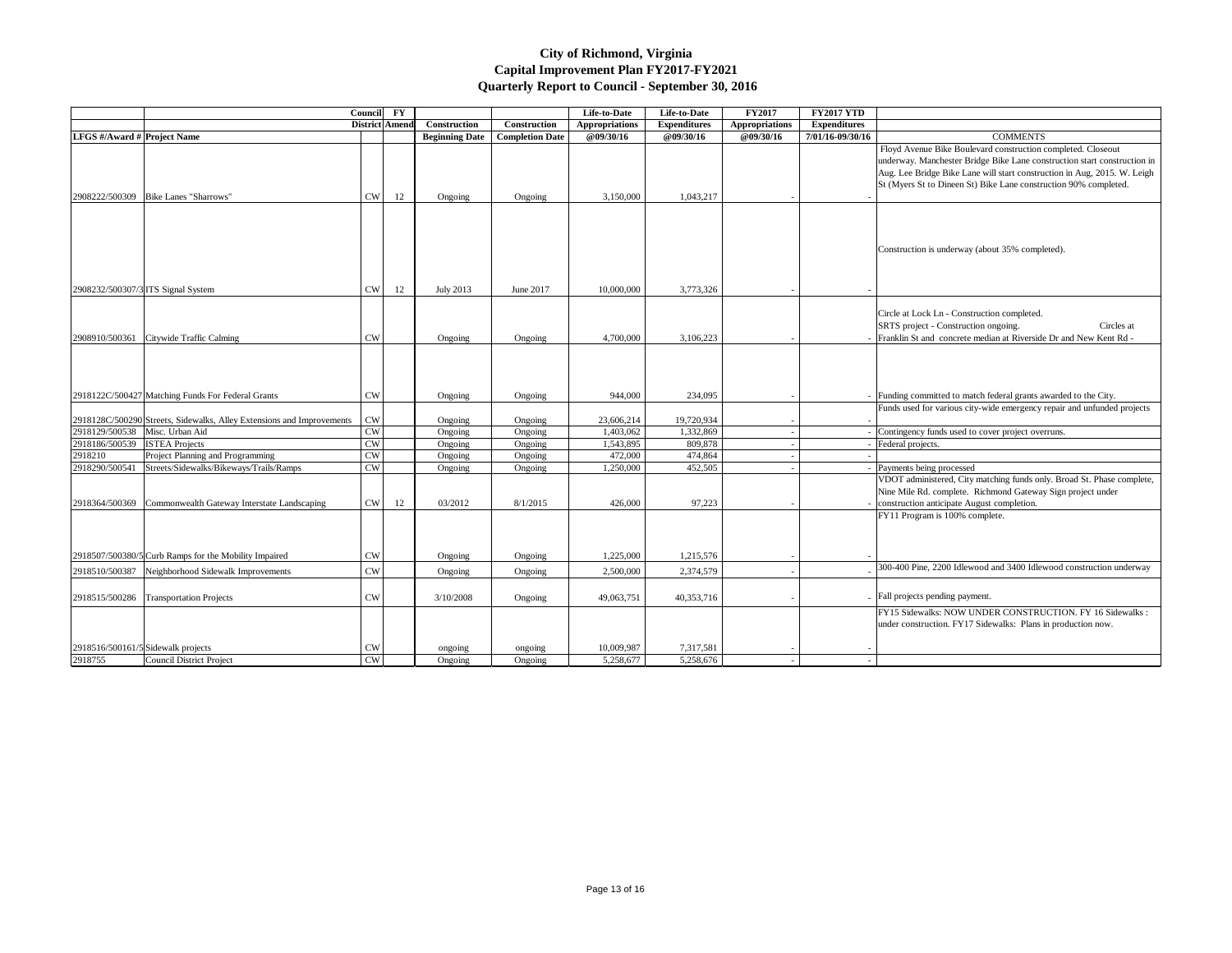# City of Richmond, Virginia
## Capital Improvement Plan FY2017-FY2021
### Quarterly Report to Council - September 30, 2016

| LFGS #/Award # | Project Name | Council District | FY Amend | Construction Beginning Date | Construction Completion Date | Life-to-Date Appropriations @09/30/16 | Life-to-Date Expenditures @09/30/16 | FY2017 Appropriations @09/30/16 | FY2017 YTD Expenditures 7/01/16-09/30/16 | COMMENTS |
|---|---|---|---|---|---|---|---|---|---|---|
| 2908222/500309 | Bike Lanes "Sharrows" | CW | 12 | Ongoing | Ongoing | 3,150,000 | 1,043,217 | - | - | Floyd Avenue Bike Boulevard construction completed. Closeout underway. Manchester Bridge Bike Lane construction start construction in Aug. Lee Bridge Bike Lane will start construction in Aug, 2015. W. Leigh St (Myers St to Dineen St) Bike Lane construction 90% completed. |
| 2908232/500307/3 | ITS Signal System | CW | 12 | July 2013 | June 2017 | 10,000,000 | 3,773,326 | - | - | Construction is underway (about 35% completed). |
| 2908910/500361 | Citywide Traffic Calming | CW | | Ongoing | Ongoing | 4,700,000 | 3,106,223 | - | - | Circle at Lock Ln - Construction completed. SRTS project - Construction ongoing. Circles at Franklin St and concrete median at Riverside Dr and New Kent Rd - |
| 2918122C/500427 | Matching Funds For Federal Grants | CW | | Ongoing | Ongoing | 944,000 | 234,095 | - | - | Funding committed to match federal grants awarded to the City. |
| 2918128C/500290 | Streets, Sidewalks, Alley Extensions and Improvements | CW | | Ongoing | Ongoing | 23,606,214 | 19,720,934 | - | - | Funds used for various city-wide emergency repair and unfunded projects |
| 2918129/500538 | Misc. Urban Aid | CW | | Ongoing | Ongoing | 1,403,062 | 1,332,869 | - | - | Contingency funds used to cover project overruns. |
| 2918186/500539 | ISTEA Projects | CW | | Ongoing | Ongoing | 1,543,895 | 809,878 | - | - | Federal projects. |
| 2918210 | Project Planning and Programming | CW | | Ongoing | Ongoing | 472,000 | 474,864 | - | - | |
| 2918290/500541 | Streets/Sidewalks/Bikeways/Trails/Ramps | CW | | Ongoing | Ongoing | 1,250,000 | 452,505 | - | - | Payments being processed |
| 2918364/500369 | Commonwealth Gateway Interstate Landscaping | CW | 12 | 03/2012 | 8/1/2015 | 426,000 | 97,223 | - | - | VDOT administered, City matching funds only. Broad St. Phase complete, Nine Mile Rd. complete. Richmond Gateway Sign project under construction anticipate August completion. |
| 2918507/500380/5 | Curb Ramps for the Mobility Impaired | CW | | Ongoing | Ongoing | 1,225,000 | 1,215,576 | - | - | FY11 Program is 100% complete. |
| 2918510/500387 | Neighborhood Sidewalk Improvements | CW | | Ongoing | Ongoing | 2,500,000 | 2,374,579 | - | - | 300-400 Pine, 2200 Idlewood and 3400 Idlewood construction underway |
| 2918515/500286 | Transportation Projects | CW | | 3/10/2008 | Ongoing | 49,063,751 | 40,353,716 | - | - | Fall projects pending payment. |
| 2918516/500161/5 | Sidewalk projects | CW | | ongoing | ongoing | 10,009,987 | 7,317,581 | - | - | FY15 Sidewalks: NOW UNDER CONSTRUCTION. FY 16 Sidewalks : under construction. FY17 Sidewalks: Plans in production now. |
| 2918755 | Council District Project | CW | | Ongoing | Ongoing | 5,258,677 | 5,258,676 | - | - | |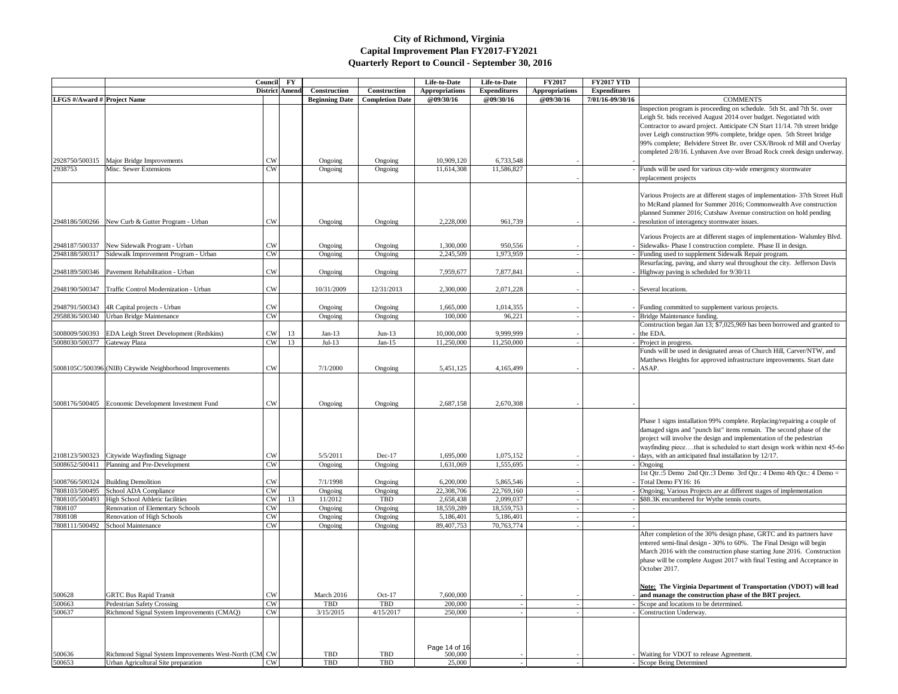# City of Richmond, Virginia
## Capital Improvement Plan FY2017-FY2021
### Quarterly Report to Council - September 30, 2016

| LFGS #/Award # | Project Name | Council District | FY Amend | Construction Beginning Date | Construction Completion Date | Life-to-Date Appropriations @09/30/16 | Life-to-Date Expenditures @09/30/16 | FY2017 Appropriations @09/30/16 | FY2017 YTD Expenditures 7/01/16-09/30/16 | COMMENTS |
|---|---|---|---|---|---|---|---|---|---|---|
| 2928750/500315 | Major Bridge Improvements | CW | | Ongoing | Ongoing | 10,909,120 | 6,733,548 | - | - | Inspection program is proceeding on schedule. 5th St. and 7th St. over Leigh St. bids received August 2014 over budget. Negotiated with Contractor to award project. Anticipate CN Start 11/14. 7th street bridge over Leigh construction 99% complete, bridge open. 5th Street bridge 99% complete; Belvidere Street Br. over CSX/Brook rd Mill and Overlay completed 2/8/16. Lynhaven Ave over Broad Rock creek design underway. |
| 2938753 | Misc. Sewer Extensions | CW | | Ongoing | Ongoing | 11,614,308 | 11,586,827 | - | - | Funds will be used for various city-wide emergency stormwater replacement projects |
| 2948186/500266 | New Curb & Gutter Program - Urban | CW | | Ongoing | Ongoing | 2,228,000 | 961,739 | - | - | Various Projects are at different stages of implementation- 37th Street Hull to McRand planned for Summer 2016; Commonwealth Ave construction planned Summer 2016; Cutshaw Avenue construction on hold pending resolution of interagency stormwater issues. |
| 2948187/500337 | New Sidewalk Program - Urban | CW | | Ongoing | Ongoing | 1,300,000 | 950,556 | - | - | Various Projects are at different stages of implementation- Walsmley Blvd. Sidewalks- Phase I construction complete. Phase II in design. |
| 2948188/500317 | Sidewalk Improvement Program - Urban | CW | | Ongoing | Ongoing | 2,245,509 | 1,973,959 | - | - | Funding used to supplement Sidewalk Repair program. |
| 2948189/500346 | Pavement Rehabilitation - Urban | CW | | Ongoing | Ongoing | 7,959,677 | 7,877,841 | - | - | Resurfacing, paving, and slurry seal throughout the city. Jefferson Davis Highway paving is scheduled for 9/30/11 |
| 2948190/500347 | Traffic Control Modernization - Urban | CW | | 10/31/2009 | 12/31/2013 | 2,300,000 | 2,071,228 | - | - | Several locations. |
| 2948791/500343 | 4R Capital projects - Urban | CW | | Ongoing | Ongoing | 1,665,000 | 1,014,355 | - | - | Funding committed to supplement various projects. |
| 2958836/500340 | Urban Bridge Maintenance | CW | | Ongoing | Ongoing | 100,000 | 96,221 | - | - | Bridge Maintenance funding. |
| 5008009/500393 | EDA Leigh Street Development (Redskins) | CW | 13 | Jan-13 | Jun-13 | 10,000,000 | 9,999,999 | - | - | Construction began Jan 13; $7,025,969 has been borrowed and granted to the EDA. |
| 5008030/500377 | Gateway Plaza | CW | 13 | Jul-13 | Jan-15 | 11,250,000 | 11,250,000 | - | - | Project in progress. |
| 5008105C/500396 | (NIB) Citywide Neighborhood Improvements | CW | | 7/1/2000 | Ongoing | 5,451,125 | 4,165,499 | - | - | Funds will be used in designated areas of Church Hill, Carver/NTW, and Matthews Heights for approved infrastructure improvements. Start date ASAP. |
| 5008176/500405 | Economic Development Investment Fund | CW | | Ongoing | Ongoing | 2,687,158 | 2,670,308 | - | - | |
| 2108123/500323 | Citywide Wayfinding Signage | CW | | 5/5/2011 | Dec-17 | 1,695,000 | 1,075,152 | - | - | Phase 1 signs installation 99% complete. Replacing/repairing a couple of damaged signs and "punch list" items remain. The second phase of the project will involve the design and implementation of the pedestrian wayfinding piece….that is scheduled to start design work within next 45-6o days, with an anticipated final installation by 12/17. |
| 5008652/500411 | Planning and Pre-Development | CW | | Ongoing | Ongoing | 1,631,069 | 1,555,695 | - | - | Ongoing |
| 5008766/500324 | Building Demolition | CW | | 7/1/1998 | Ongoing | 6,200,000 | 5,865,546 | - | - | 1st Qtr.:5 Demo 2nd Qtr.:3 Demo 3rd Qtr.: 4 Demo 4th Qtr.: 4 Demo = Total Demo FY16: 16 |
| 7808103/500495 | School ADA Compliance | CW | | Ongoing | Ongoing | 22,308,706 | 22,769,160 | - | - | Ongoing; Various Projects are at different stages of implementation |
| 7808105/500493 | High School Athletic facilities | CW | 13 | 11/2012 | TBD | 2,658,438 | 2,099,037 | - | - | $88.3K encumbered for Wythe tennis courts. |
| 7808107 | Renovation of Elementary Schools | CW | | Ongoing | Ongoing | 18,559,289 | 18,559,753 | - | - | |
| 7808108 | Renovation of High Schools | CW | | Ongoing | Ongoing | 5,186,401 | 5,186,401 | - | - | |
| 7808111/500492 | School Maintenance | CW | | Ongoing | Ongoing | 89,407,753 | 70,763,774 | - | - | |
| 500628 | GRTC Bus Rapid Transit | CW | | March 2016 | Oct-17 | 7,600,000 | - | - | - | After completion of the 30% design phase, GRTC and its partners have entered semi-final design - 30% to 60%. The Final Design will begin March 2016 with the construction phase starting June 2016. Construction phase will be complete August 2017 with final Testing and Acceptance in October 2017. **Note: The Virginia Department of Transportation (VDOT) will lead and manage the construction phase of the BRT project.** |
| 500663 | Pedestrian Safety Crossing | CW | | TBD | TBD | 200,000 | - | - | - | Scope and locations to be determined. |
| 500637 | Richmond Signal System Improvements (CMAQ) | CW | | 3/15/2015 | 4/15/2017 | 250,000 | - | - | - | Construction Underway. |
| 500636 | Richmond Signal System Improvements West-North (CM | CW | | TBD | TBD | 500,000 | - | - | - | Waiting for VDOT to release Agreement. |
| 500653 | Urban Agricultural Site preparation | CW | | TBD | TBD | 25,000 | - | - | - | Scope Being Determined |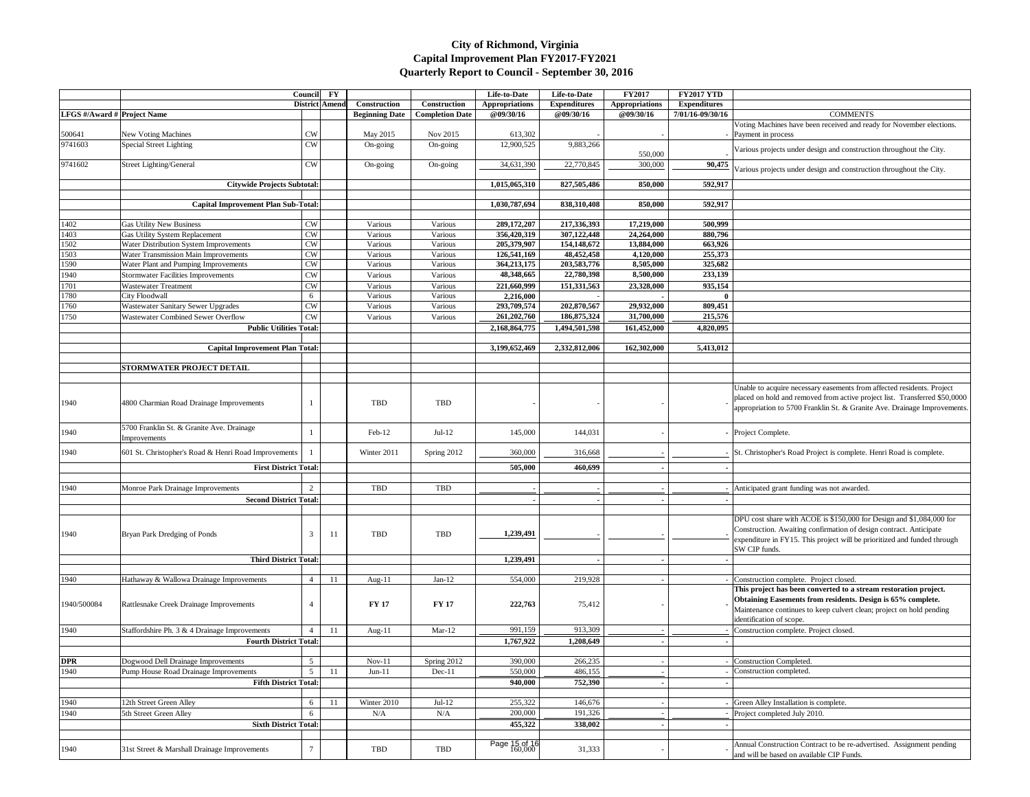# City of Richmond, Virginia
## Capital Improvement Plan FY2017-FY2021
### Quarterly Report to Council - September 30, 2016

| LFGS #/Award # | Project Name | Council District | FY Amend | Construction Beginning Date | Construction Completion Date | Life-to-Date Appropriations @09/30/16 | Life-to-Date Expenditures @09/30/16 | FY2017 Appropriations @09/30/16 | FY2017 YTD Expenditures 7/01/16-09/30/16 | COMMENTS |
|---|---|---|---|---|---|---|---|---|---|---|
| 500641 | New Voting Machines | CW | | May 2015 | Nov 2015 | 613,302 | - | - | - | Voting Machines have been received and ready for November elections. Payment in process |
| 9741603 | Special Street Lighting | CW | | On-going | On-going | 12,900,525 | 9,883,266 | 550,000 | - | Various projects under design and construction throughout the City. |
| 9741602 | Street Lighting/General | CW | | On-going | On-going | 34,631,390 | 22,770,845 | 300,000 | 90,475 | Various projects under design and construction throughout the City. |
| | **Citywide Projects Subtotal:** | | | | | **1,015,065,310** | **827,505,486** | **850,000** | **592,917** | |
| | | | | | | | | | | |
| | **Capital Improvement Plan Sub-Total:** | | | | | **1,030,787,694** | **838,310,408** | **850,000** | **592,917** | |
| | | | | | | | | | | |
| 1402 | Gas Utility New Business | CW | | Various | Various | **289,172,207** | **217,336,393** | **17,219,000** | **500,999** | |
| 1403 | Gas Utility System Replacement | CW | | Various | Various | **356,420,319** | **307,122,448** | **24,264,000** | **880,796** | |
| 1502 | Water Distribution System Improvements | CW | | Various | Various | **205,379,907** | **154,148,672** | **13,884,000** | **663,926** | |
| 1503 | Water Transmission Main Improvements | CW | | Various | Various | **126,541,169** | **48,452,458** | **4,120,000** | **255,373** | |
| 1590 | Water Plant and Pumping Improvements | CW | | Various | Various | **364,213,175** | **203,583,776** | **8,505,000** | **325,682** | |
| 1940 | Stormwater Facilities Improvements | CW | | Various | Various | **48,348,665** | **22,780,398** | **8,500,000** | **233,139** | |
| 1701 | Wastewater Treatment | CW | | Various | Various | **221,660,999** | **151,331,563** | **23,328,000** | **935,154** | |
| 1780 | City Floodwall | 6 | | Various | Various | **2,216,000** | - | - | **0** | |
| 1760 | Wastewater Sanitary Sewer Upgrades | CW | | Various | Various | **293,709,574** | **202,870,567** | **29,932,000** | **809,451** | |
| 1750 | Wastewater Combined Sewer Overflow | CW | | Various | Various | **261,202,760** | **186,875,324** | **31,700,000** | **215,576** | |
| | **Public Utilities Total:** | | | | | **2,168,864,775** | **1,494,501,598** | **161,452,000** | **4,820,095** | |
| | | | | | | | | | | |
| | **Capital Improvement Plan Total:** | | | | | **3,199,652,469** | **2,332,812,006** | **162,302,000** | **5,413,012** | |
| | | | | | | | | | | |
| | **STORMWATER PROJECT DETAIL** | | | | | | | | | |
| | | | | | | | | | | |
| 1940 | 4800 Charmian Road Drainage Improvements | 1 | | TBD | TBD | - | - | - | - | Unable to acquire necessary easements from affected residents. Project placed on hold and removed from active project list. Transferred $50,0000 appropriation to 5700 Franklin St. & Granite Ave. Drainage Improvements. |
| 1940 | 5700 Franklin St. & Granite Ave. Drainage Improvements | 1 | | Feb-12 | Jul-12 | 145,000 | 144,031 | - | - | Project Complete. |
| 1940 | 601 St. Christopher's Road & Henri Road Improvements | 1 | | Winter 2011 | Spring 2012 | 360,000 | 316,668 | - | - | St. Christopher's Road Project is complete. Henri Road is complete. |
| | **First District Total:** | | | | | **505,000** | **460,699** | - | - | |
| | | | | | | | | | | |
| 1940 | Monroe Park Drainage Improvements | 2 | | TBD | TBD | - | - | - | - | Anticipated grant funding was not awarded. |
| | **Second District Total:** | | | | | - | - | - | - | |
| | | | | | | | | | | |
| 1940 | Bryan Park Dredging of Ponds | 3 | 11 | TBD | TBD | **1,239,491** | - | - | - | DPU cost share with ACOE is $150,000 for Design and $1,084,000 for Construction. Awaiting confirmation of design contract. Anticipate expenditure in FY15. This project will be prioritized and funded through SW CIP funds. |
| | **Third District Total:** | | | | | **1,239,491** | - | - | - | |
| | | | | | | | | | | |
| 1940 | Hathaway & Wallowa Drainage Improvements | 4 | 11 | Aug-11 | Jan-12 | 554,000 | 219,928 | - | - | Construction complete. Project closed. |
| 1940/500084 | Rattlesnake Creek Drainage Improvements | 4 | | **FY 17** | **FY 17** | **222,763** | 75,412 | - | - | **This project has been converted to a stream restoration project. Obtaining Easements from residents. Design is 65% complete.** Maintenance continues to keep culvert clean; project on hold pending identification of scope. |
| 1940 | Staffordshire Ph. 3 & 4 Drainage Improvements | 4 | 11 | Aug-11 | Mar-12 | 991,159 | 913,309 | - | - | Construction complete. Project closed. |
| | **Fourth District Total:** | | | | | **1,767,922** | **1,208,649** | - | - | |
| | | | | | | | | | | |
| **DPR** | Dogwood Dell Drainage Improvements | 5 | | Nov-11 | Spring 2012 | 390,000 | 266,235 | - | - | Construction Completed. |
| 1940 | Pump House Road Drainage Improvements | 5 | 11 | Jun-11 | Dec-11 | 550,000 | 486,155 | - | - | Construction completed. |
| | **Fifth District Total:** | | | | | **940,000** | **752,390** | - | - | |
| | | | | | | | | | | |
| 1940 | 12th Street Green Alley | 6 | 11 | Winter 2010 | Jul-12 | 255,322 | 146,676 | - | - | Green Alley Installation is complete. |
| 1940 | 5th Street Green Alley | 6 | | N/A | N/A | 200,000 | 191,326 | - | - | Project completed July 2010. |
| | **Sixth District Total:** | | | | | **455,322** | **338,002** | - | - | |
| | | | | | | | | | | |
| 1940 | 31st Street & Marshall Drainage Improvements | 7 | | TBD | TBD | 160,000 | 31,333 | - | - | Annual Construction Contract to be re-advertised. Assignment pending and will be based on available CIP Funds. |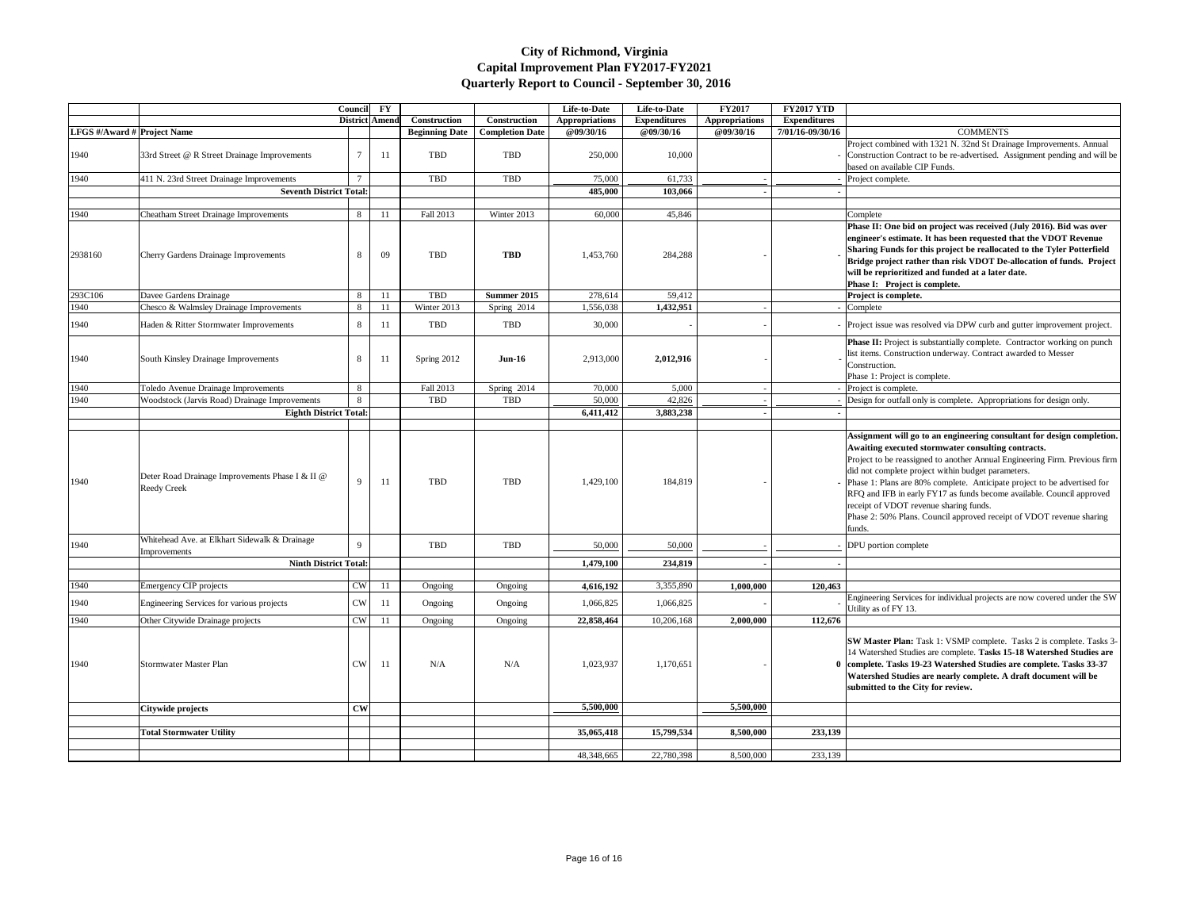# City of Richmond, Virginia
## Capital Improvement Plan FY2017-FY2021
## Quarterly Report to Council - September 30, 2016

| LFGS #/Award # | Project Name | Council District | FY Amend | Construction Beginning Date | Construction Completion Date | Life-to-Date Appropriations @09/30/16 | Life-to-Date Expenditures @09/30/16 | FY2017 Appropriations @09/30/16 | FY2017 YTD Expenditures 7/01/16-09/30/16 | COMMENTS |
|---|---|---|---|---|---|---|---|---|---|---|
| 1940 | 33rd Street @ R Street Drainage Improvements | 7 | 11 | TBD | TBD | 250,000 | 10,000 | | - | Project combined with 1321 N. 32nd St Drainage Improvements. Annual Construction Contract to be re-advertised. Assignment pending and will be based on available CIP Funds. |
| 1940 | 411 N. 23rd Street Drainage Improvements | 7 | | TBD | TBD | 75,000 | 61,733 | - | - | Project complete. |
| | **Seventh District Total:** | | | | | **485,000** | **103,066** | **-** | **-** | |
| | | | | | | | | | | |
| 1940 | Cheatham Street Drainage Improvements | 8 | 11 | Fall 2013 | Winter 2013 | 60,000 | 45,846 | | | Complete |
| 2938160 | Cherry Gardens Drainage Improvements | 8 | 09 | TBD | **TBD** | 1,453,760 | 284,288 | - | - | **Phase II: One bid on project was received (July 2016). Bid was over engineer's estimate. It has been requested that the VDOT Revenue Sharing Funds for this project be reallocated to the Tyler Potterfield Bridge project rather than risk VDOT De-allocation of funds. Project will be reprioritized and funded at a later date. Phase I: Project is complete.** |
| 293C106 | Davee Gardens Drainage | 8 | 11 | TBD | **Summer 2015** | 278,614 | 59,412 | | | **Project is complete.** |
| 1940 | Chesco & Walmsley Drainage Improvements | 8 | 11 | Winter 2013 | Spring 2014 | 1,556,038 | **1,432,951** | - | - | Complete |
| 1940 | Haden & Ritter Stormwater Improvements | 8 | 11 | TBD | TBD | 30,000 | - | - | - | Project issue was resolved via DPW curb and gutter improvement project. |
| 1940 | South Kinsley Drainage Improvements | 8 | 11 | Spring 2012 | **Jun-16** | 2,913,000 | **2,012,916** | - | - | **Phase II:** Project is substantially complete. Contractor working on punch list items. Construction underway. Contract awarded to Messer Construction. Phase 1: Project is complete. |
| 1940 | Toledo Avenue Drainage Improvements | 8 | | Fall 2013 | Spring 2014 | 70,000 | 5,000 | - | - | Project is complete. |
| 1940 | Woodstock (Jarvis Road) Drainage Improvements | 8 | | TBD | TBD | 50,000 | 42,826 | - | - | Design for outfall only is complete. Appropriations for design only. |
| | **Eighth District Total:** | | | | | **6,411,412** | **3,883,238** | **-** | **-** | |
| | | | | | | | | | | |
| 1940 | Deter Road Drainage Improvements Phase I & II @ Reedy Creek | 9 | 11 | TBD | TBD | 1,429,100 | 184,819 | - | - | **Assignment will go to an engineering consultant for design completion. Awaiting executed stormwater consulting contracts.** Project to be reassigned to another Annual Engineering Firm. Previous firm did not complete project within budget parameters. Phase 1: Plans are 80% complete. Anticipate project to be advertised for RFQ and IFB in early FY17 as funds become available. Council approved receipt of VDOT revenue sharing funds. Phase 2: 50% Plans. Council approved receipt of VDOT revenue sharing funds. |
| 1940 | Whitehead Ave. at Elkhart Sidewalk & Drainage Improvements | 9 | | TBD | TBD | 50,000 | 50,000 | - | - | DPU portion complete |
| | **Ninth District Total:** | | | | | **1,479,100** | **234,819** | **-** | **-** | |
| | | | | | | | | | | |
| 1940 | Emergency CIP projects | CW | 11 | Ongoing | Ongoing | **4,616,192** | 3,355,890 | **1,000,000** | **120,463** | |
| 1940 | Engineering Services for various projects | CW | 11 | Ongoing | Ongoing | 1,066,825 | 1,066,825 | - | - | Engineering Services for individual projects are now covered under the SW Utility as of FY 13. |
| 1940 | Other Citywide Drainage projects | CW | 11 | Ongoing | Ongoing | **22,858,464** | 10,206,168 | **2,000,000** | **112,676** | |
| 1940 | Stormwater Master Plan | CW | 11 | N/A | N/A | 1,023,937 | 1,170,651 | - | **0** | **SW Master Plan:** Task 1: VSMP complete. Tasks 2 is complete. Tasks 3-14 Watershed Studies are complete. **Tasks 15-18 Watershed Studies are complete. Tasks 19-23 Watershed Studies are complete. Tasks 33-37 Watershed Studies are nearly complete. A draft document will be submitted to the City for review.** |
| | **Citywide projects** | **CW** | | | | **5,500,000** | | **5,500,000** | | |
| | | | | | | | | | | |
| | **Total Stormwater Utility** | | | | | **35,065,418** | **15,799,534** | **8,500,000** | **233,139** | |
| | | | | | | | | | | |
| | | | | | | 48,348,665 | 22,780,398 | 8,500,000 | 233,139 | |